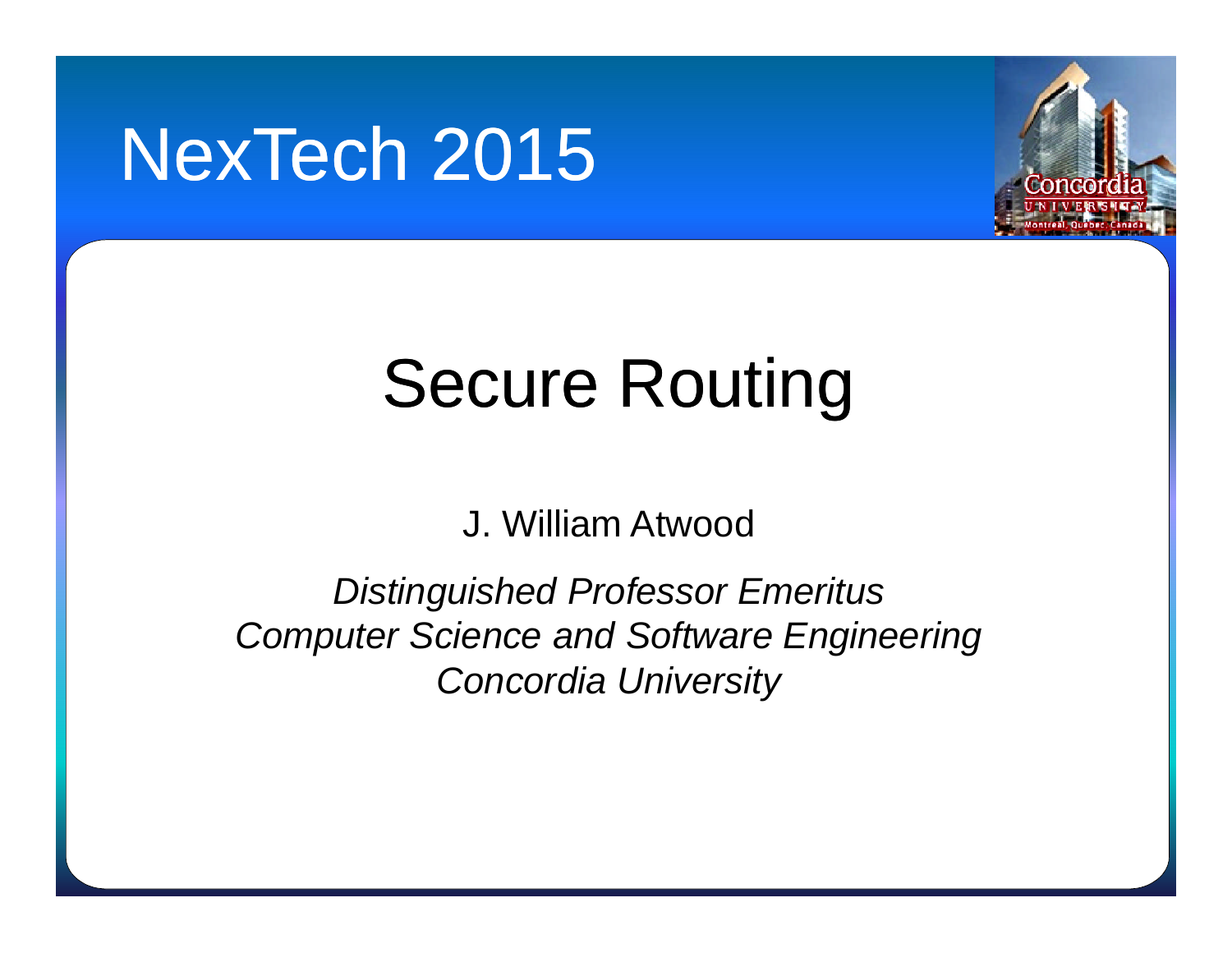# NexTech 2015

## Secure Routing

J. William Atwood

*Distinguished Professor Emeritus*
*Computer Science and Software Engineering*
*Concordia University*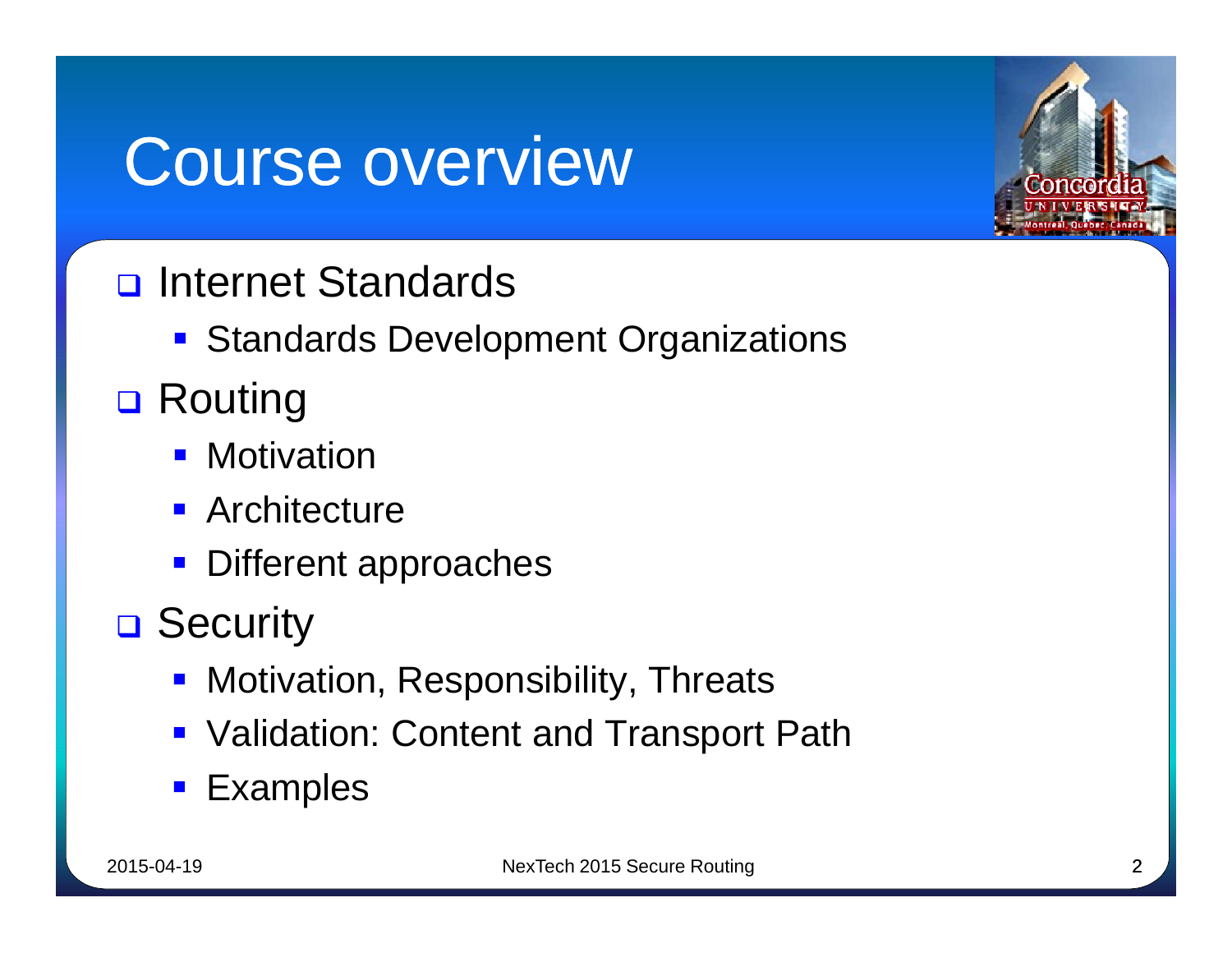# Course overview

- Internet Standards
  - Standards Development Organizations
- Routing
  - Motivation
  - Architecture
  - Different approaches
- Security
  - Motivation, Responsibility, Threats
  - Validation: Content and Transport Path
  - Examples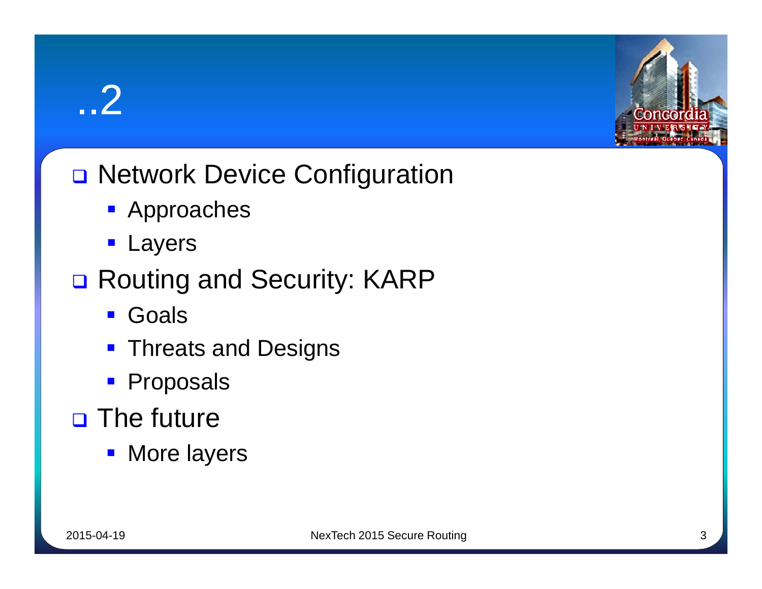# ..2

- Network Device Configuration
  - Approaches
  - Layers
- Routing and Security: KARP
  - Goals
  - Threats and Designs
  - Proposals
- The future
  - More layers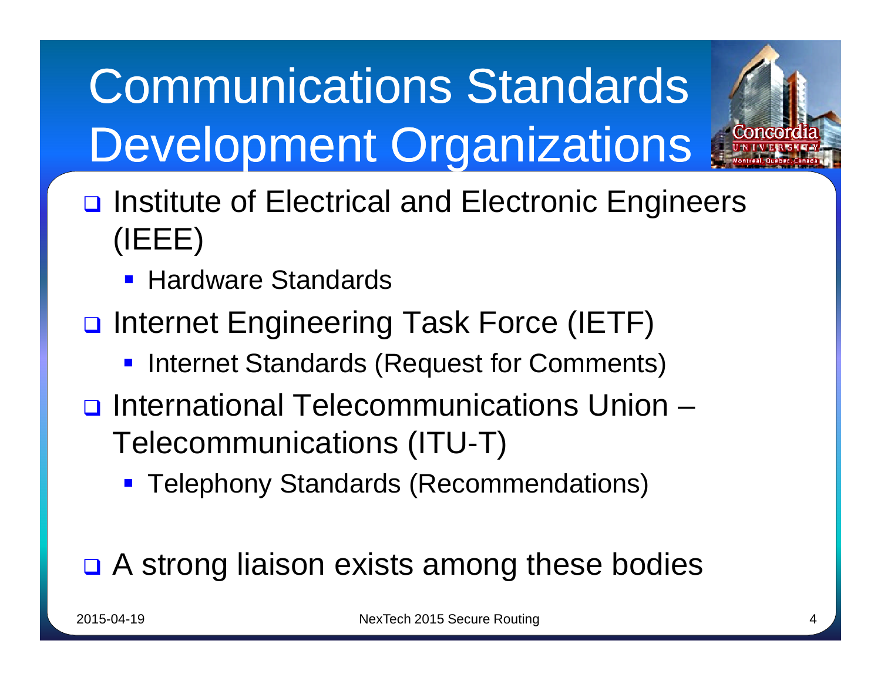# Communications Standards Development Organizations

- Institute of Electrical and Electronic Engineers (IEEE)
  - Hardware Standards
- Internet Engineering Task Force (IETF)
  - Internet Standards (Request for Comments)
- International Telecommunications Union – Telecommunications (ITU-T)
  - Telephony Standards (Recommendations)

- A strong liaison exists among these bodies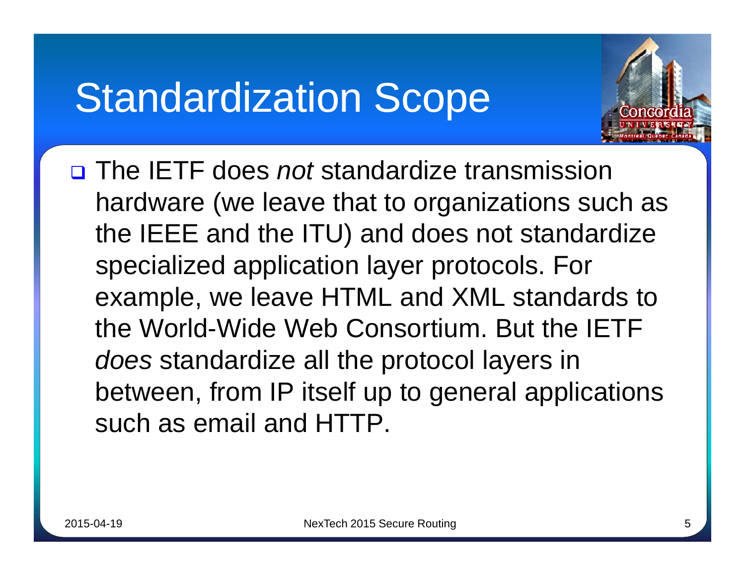# Standardization Scope

- The IETF does *not* standardize transmission hardware (we leave that to organizations such as the IEEE and the ITU) and does not standardize specialized application layer protocols. For example, we leave HTML and XML standards to the World-Wide Web Consortium. But the IETF *does* standardize all the protocol layers in between, from IP itself up to general applications such as email and HTTP.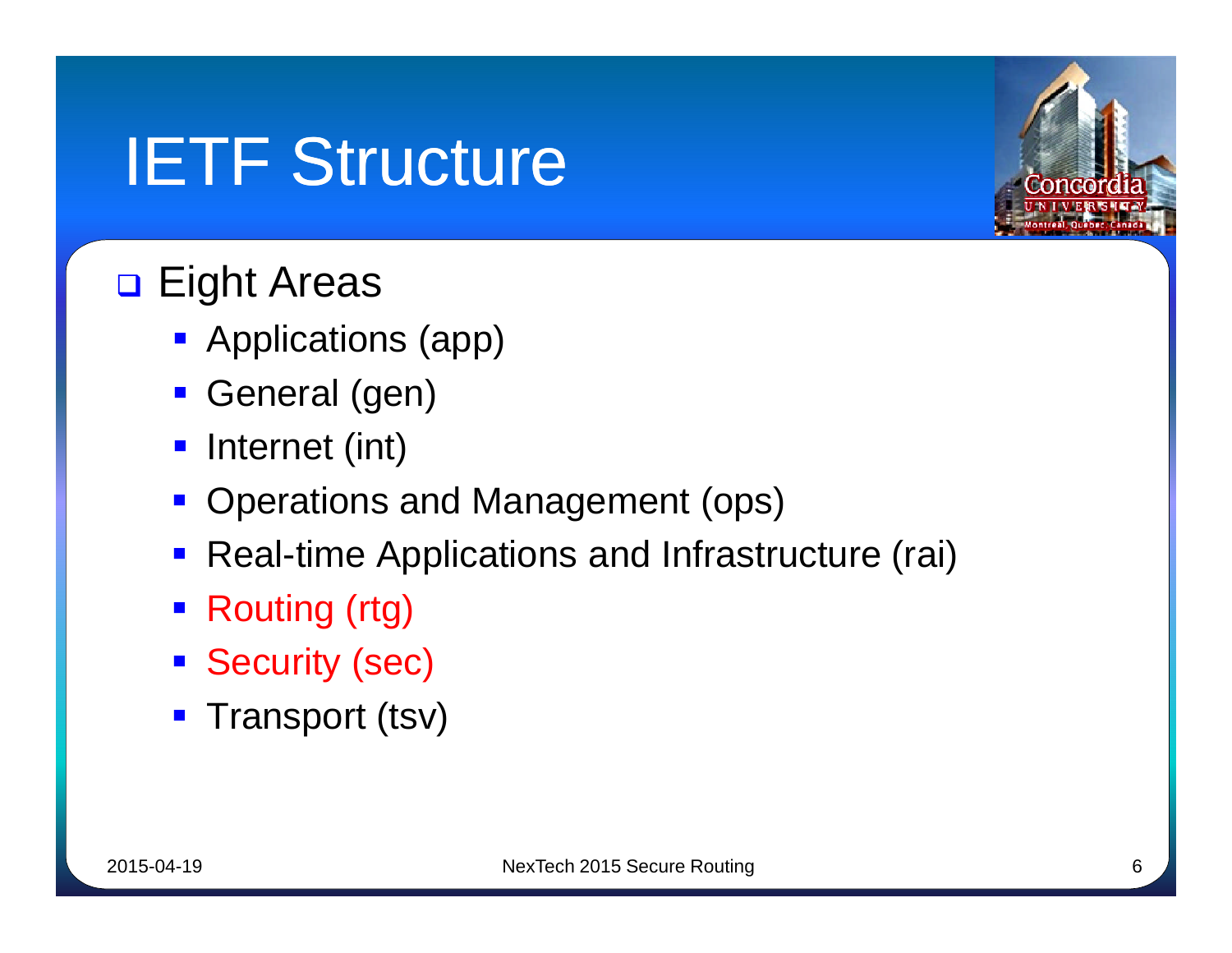# IETF Structure

- Eight Areas
  - Applications (app)
  - General (gen)
  - Internet (int)
  - Operations and Management (ops)
  - Real-time Applications and Infrastructure (rai)
  - Routing (rtg)
  - Security (sec)
  - Transport (tsv)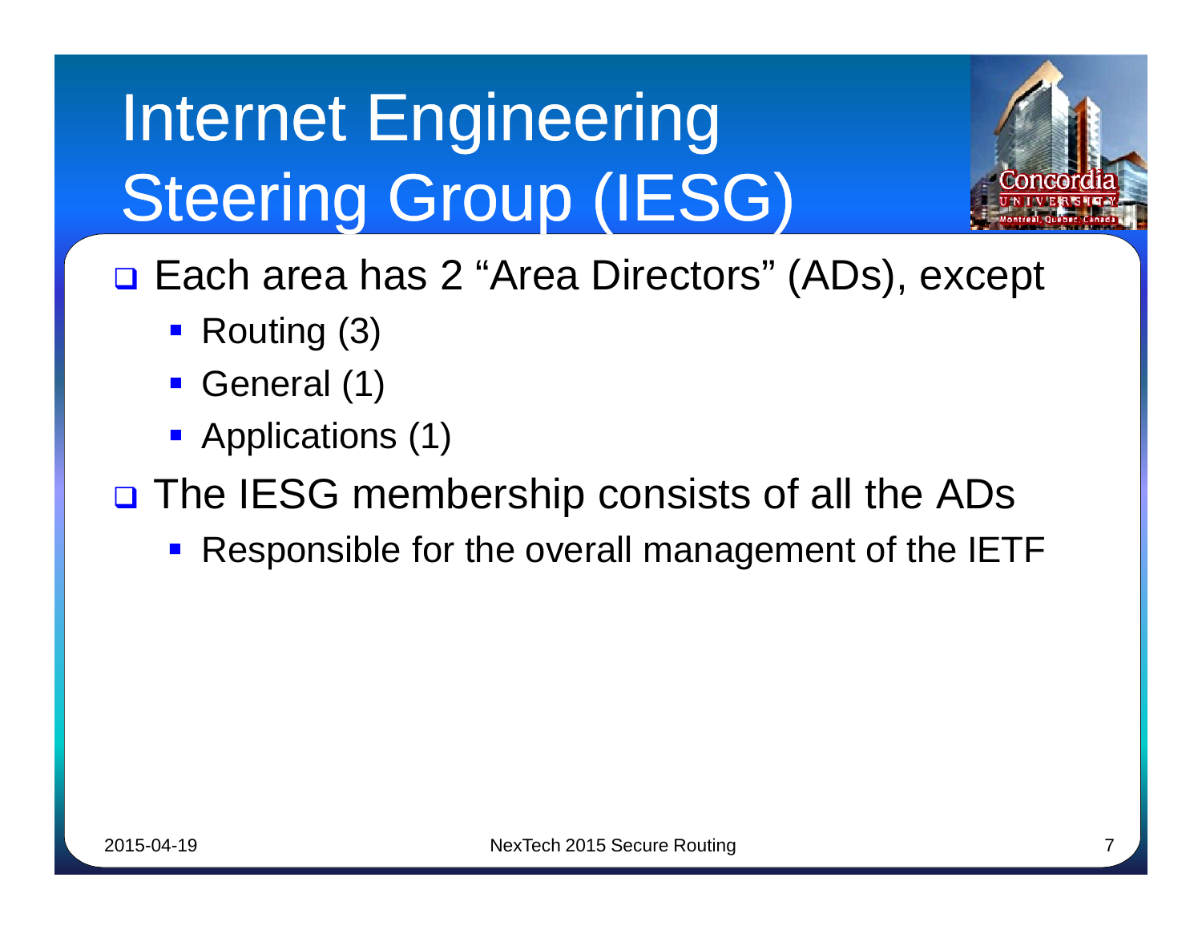# Internet Engineering Steering Group (IESG)

- Each area has 2 "Area Directors" (ADs), except
  - Routing (3)
  - General (1)
  - Applications (1)
- The IESG membership consists of all the ADs
  - Responsible for the overall management of the IETF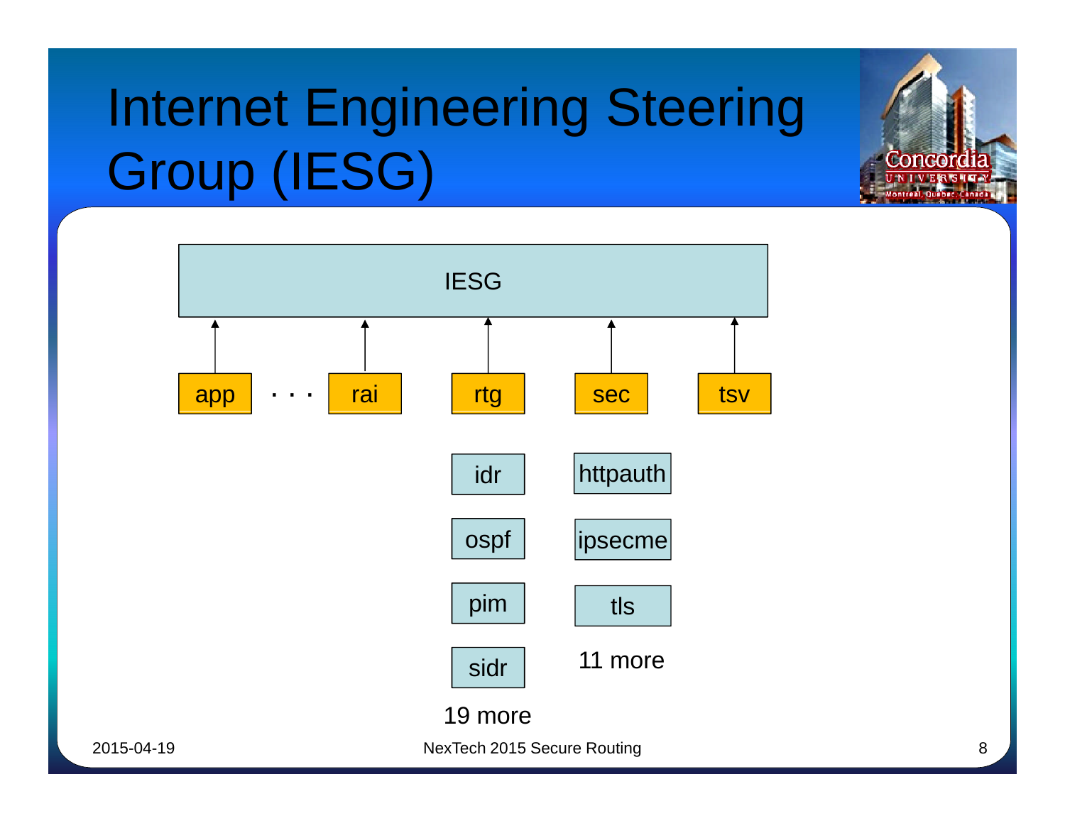# Internet Engineering Steering Group (IESG)

IESG

app · · · rai | rtg | sec | tsv

rtg:
- idr
- ospf
- pim
- sidr
- 19 more

sec:
- httpauth
- ipsecme
- tls
- 11 more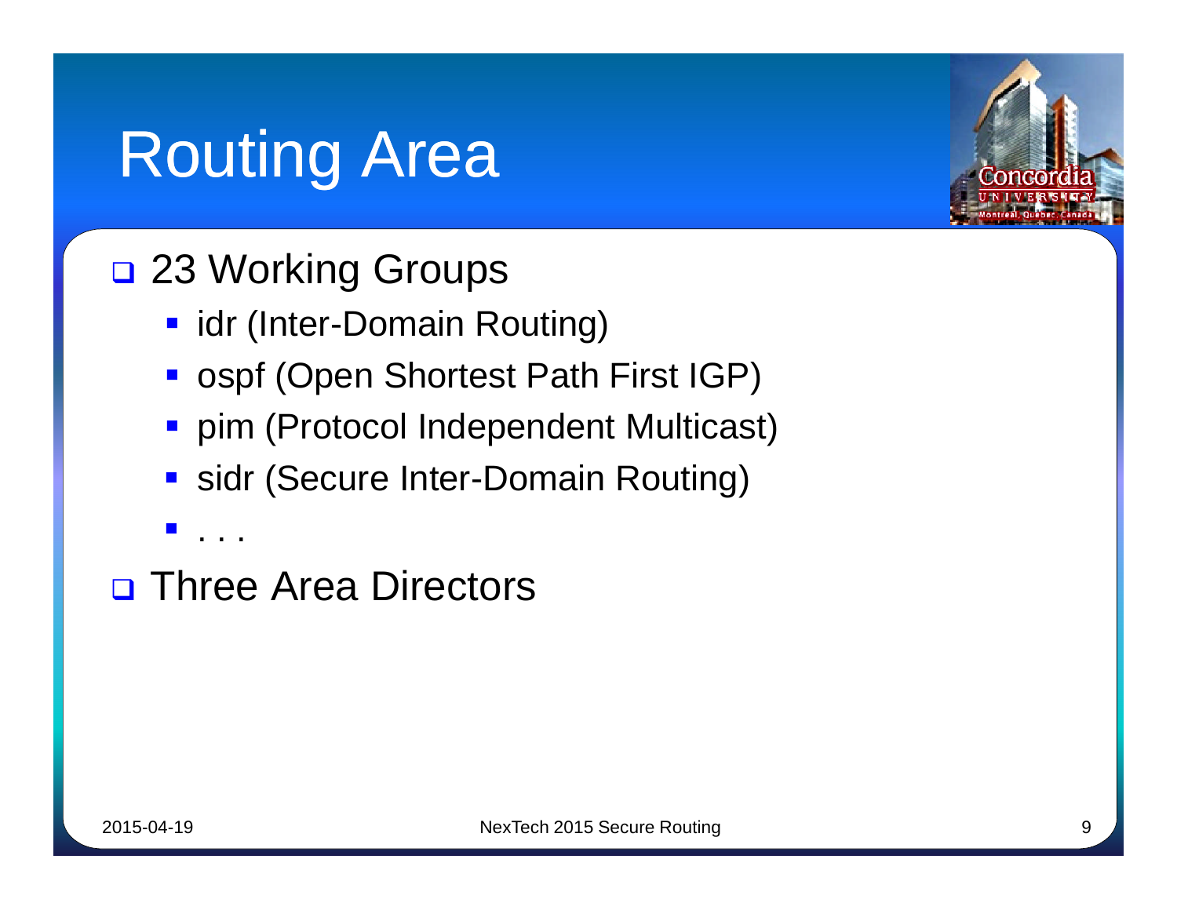# Routing Area

- 23 Working Groups
  - idr (Inter-Domain Routing)
  - ospf (Open Shortest Path First IGP)
  - pim (Protocol Independent Multicast)
  - sidr (Secure Inter-Domain Routing)
  - . . .
- Three Area Directors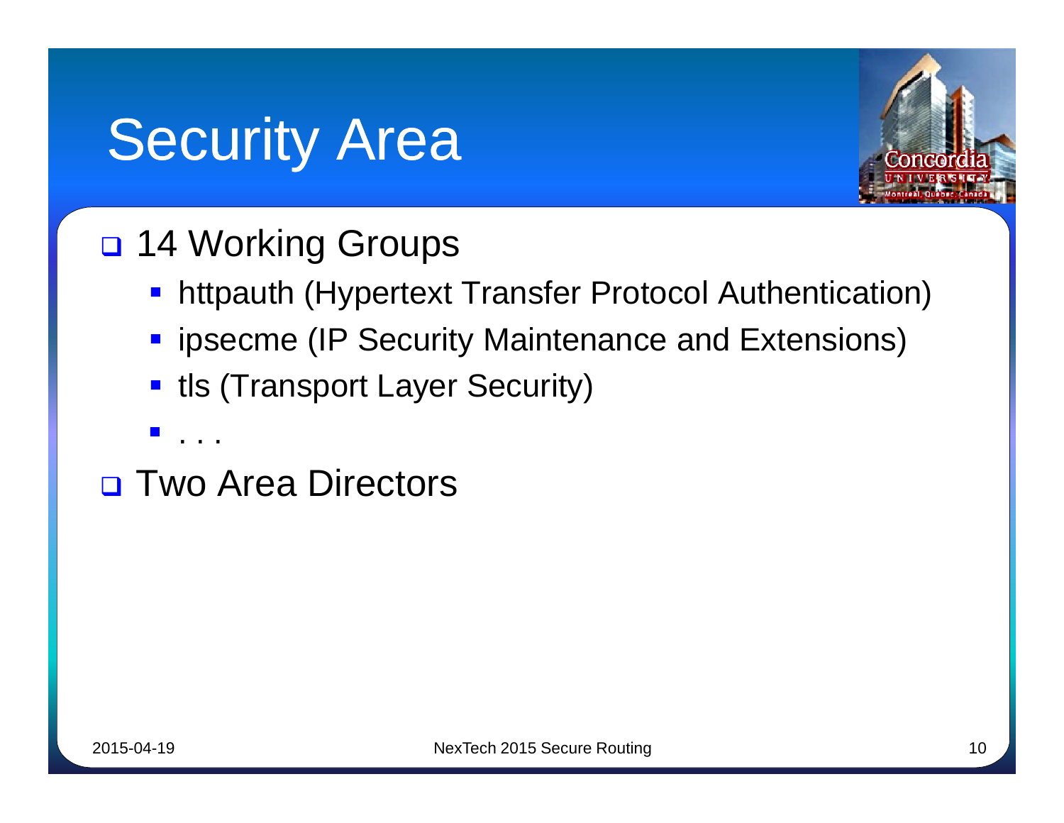# Security Area

- 14 Working Groups
  - httpauth (Hypertext Transfer Protocol Authentication)
  - ipsecme (IP Security Maintenance and Extensions)
  - tls (Transport Layer Security)
  - . . .
- Two Area Directors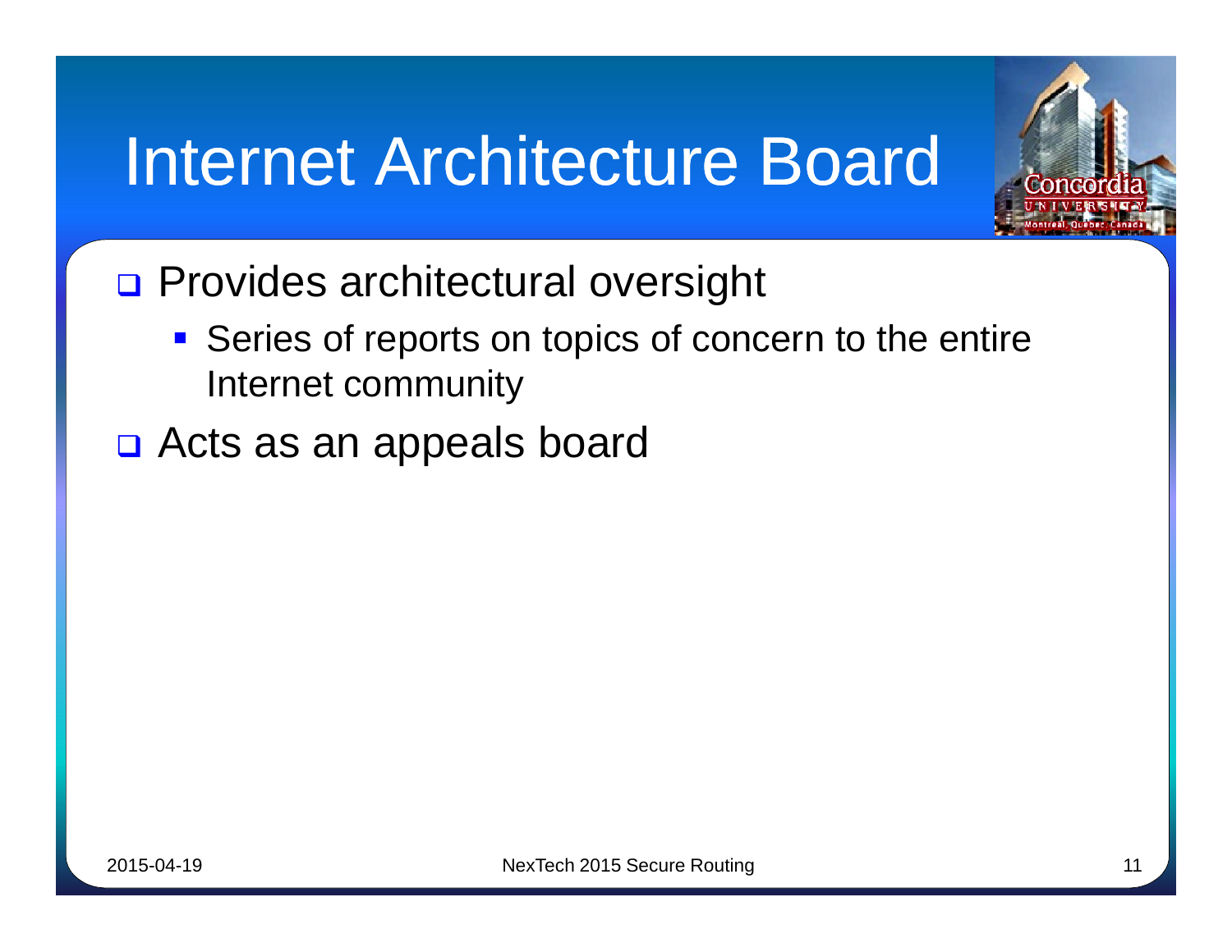# Internet Architecture Board

- Provides architectural oversight
  - Series of reports on topics of concern to the entire Internet community
- Acts as an appeals board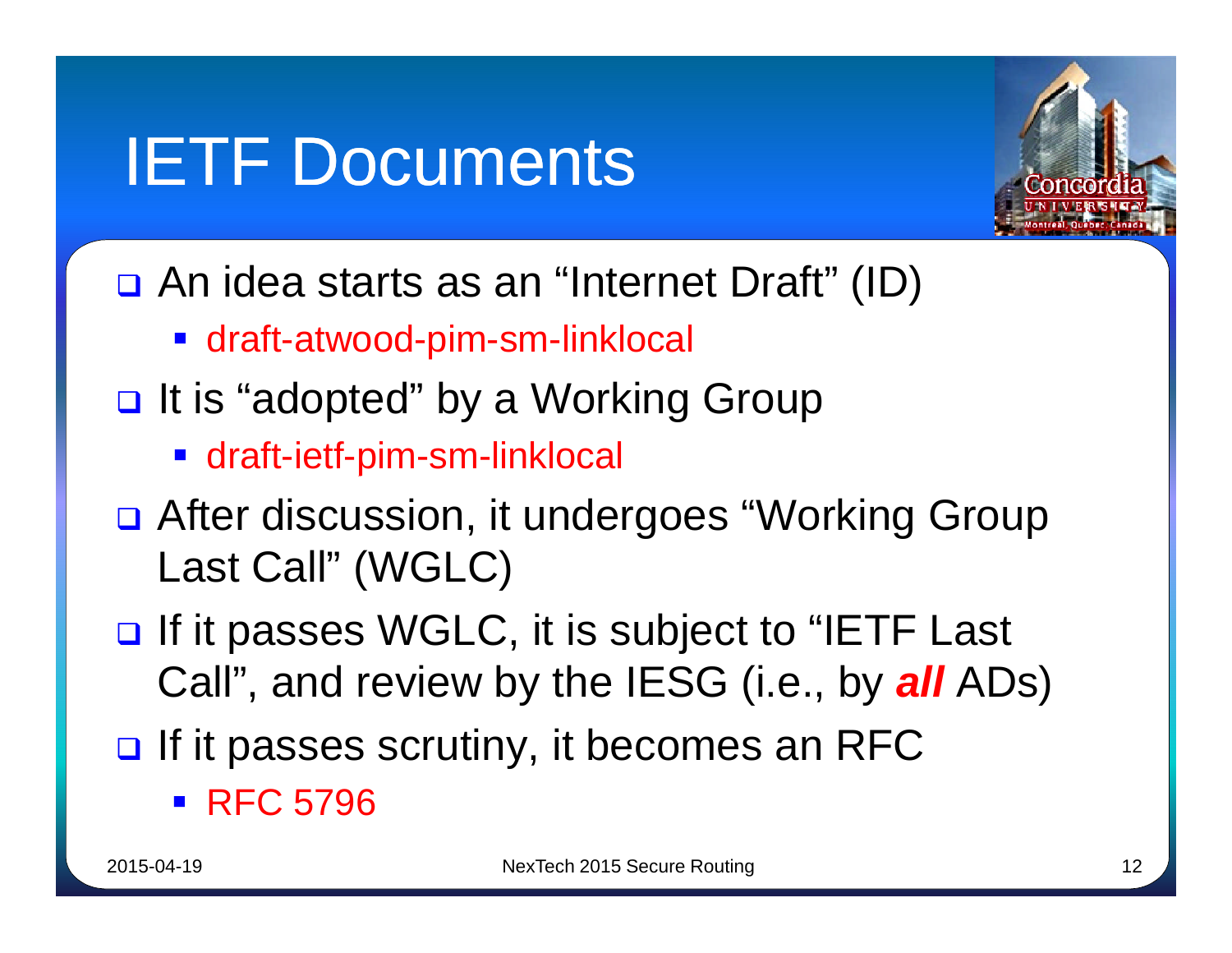# IETF Documents

- An idea starts as an “Internet Draft” (ID)
  - draft-atwood-pim-sm-linklocal
- It is “adopted” by a Working Group
  - draft-ietf-pim-sm-linklocal
- After discussion, it undergoes “Working Group Last Call” (WGLC)
- If it passes WGLC, it is subject to “IETF Last Call”, and review by the IESG (i.e., by ***all*** ADs)
- If it passes scrutiny, it becomes an RFC
  - RFC 5796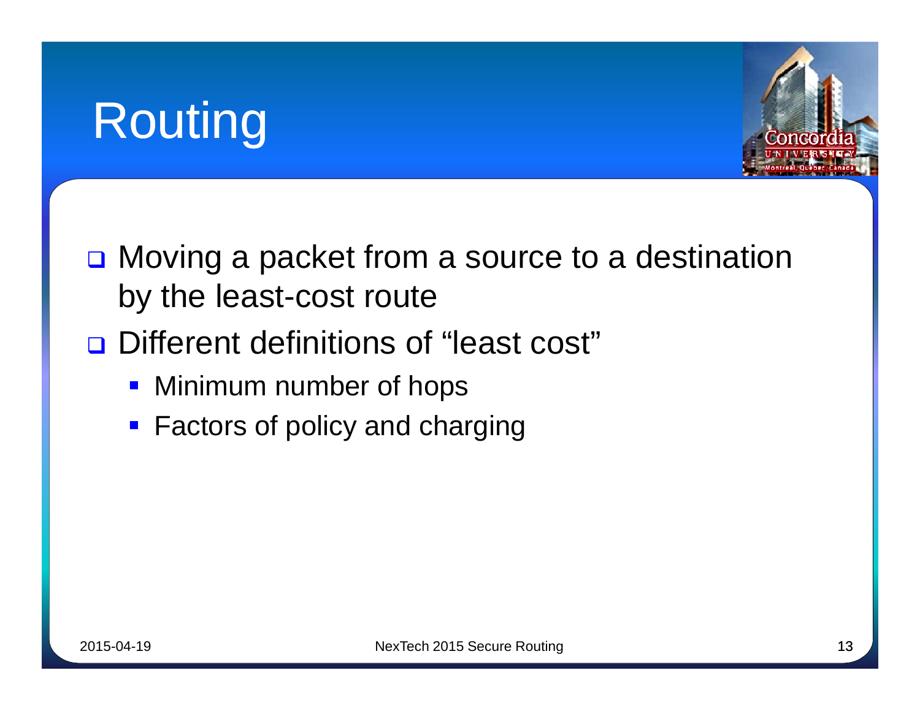# Routing

- Moving a packet from a source to a destination by the least-cost route
- Different definitions of "least cost"
  - Minimum number of hops
  - Factors of policy and charging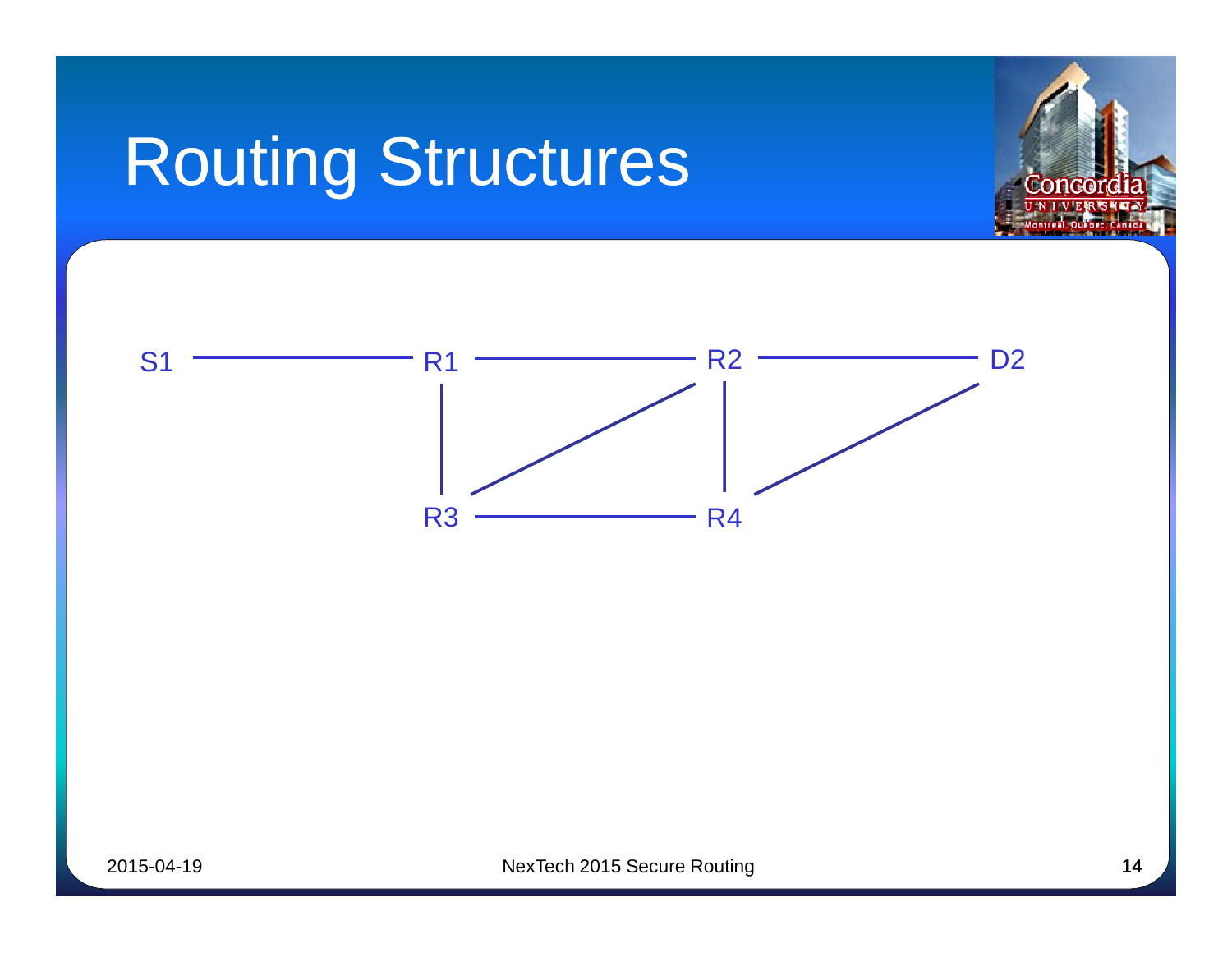# Routing Structures

S1, R1, R2, D2, R3, R4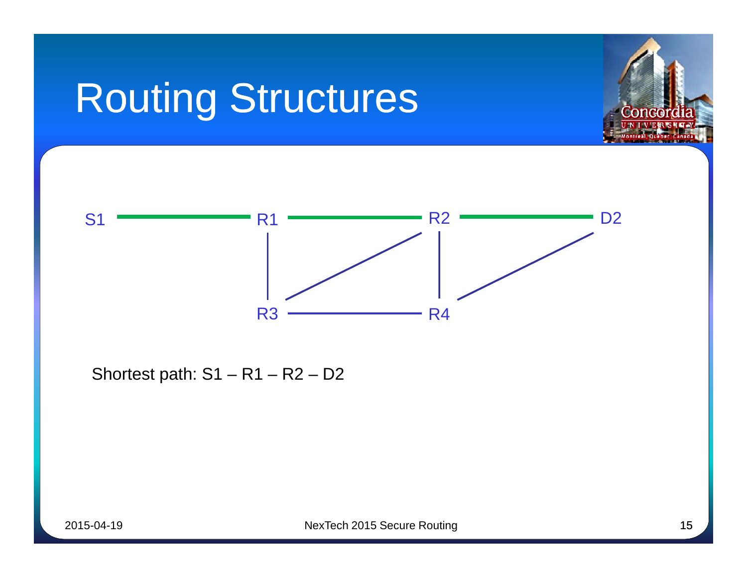# Routing Structures

S1 R1 R2 D2

R3 R4

Shortest path: S1 – R1 – R2 – D2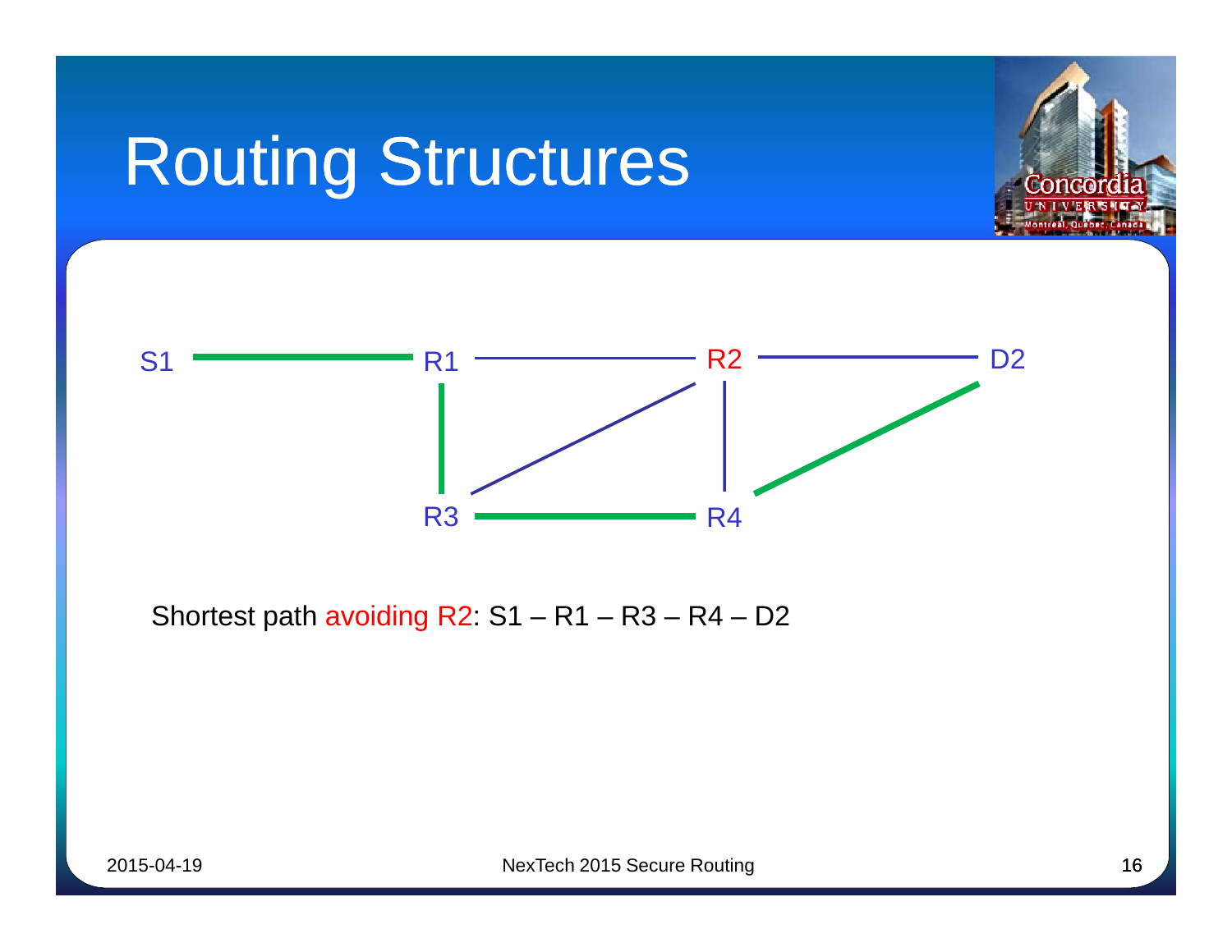# Routing Structures

S1 — R1 — R2 — D2

R1 — R3, R3 — R2, R2 — R4, R3 — R4, R4 — D2

Shortest path avoiding R2: S1 – R1 – R3 – R4 – D2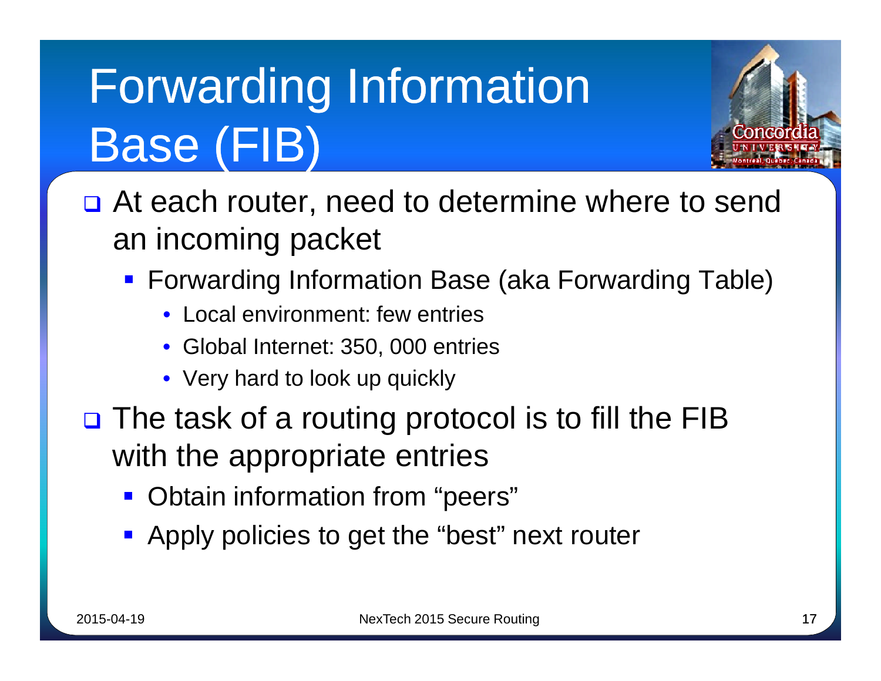# Forwarding Information Base (FIB)

- At each router, need to determine where to send an incoming packet
  - Forwarding Information Base (aka Forwarding Table)
    - Local environment: few entries
    - Global Internet: 350, 000 entries
    - Very hard to look up quickly
- The task of a routing protocol is to fill the FIB with the appropriate entries
  - Obtain information from "peers"
  - Apply policies to get the "best" next router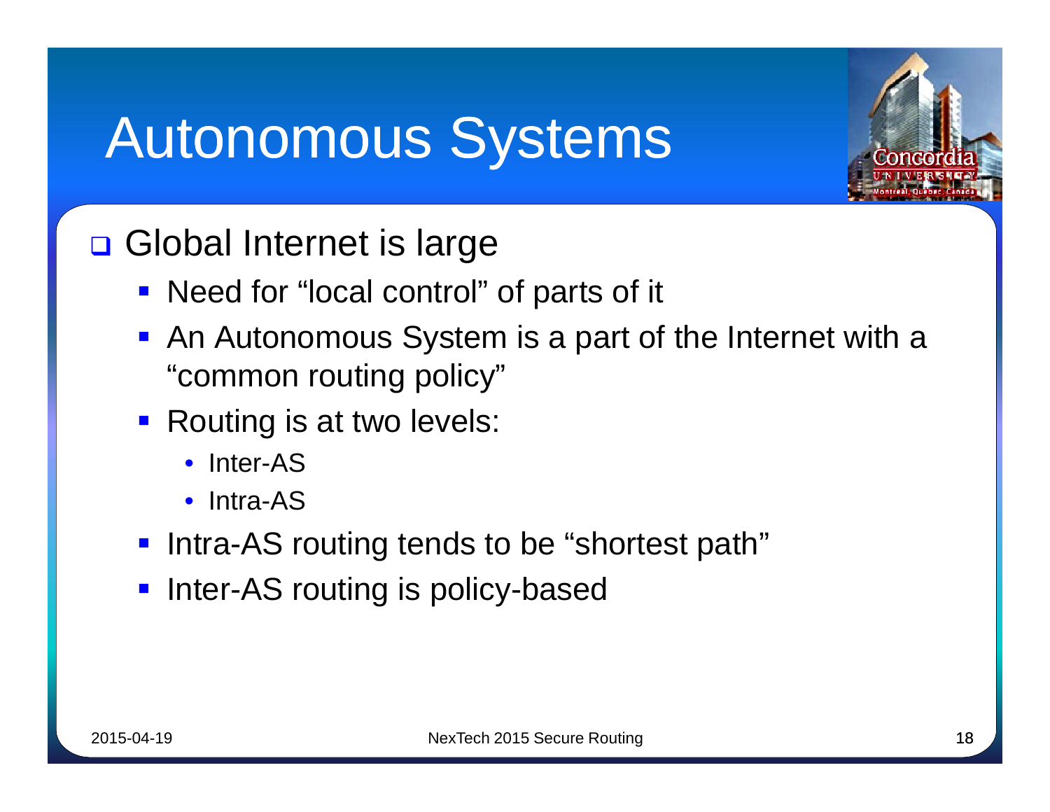# Autonomous Systems

- Global Internet is large
  - Need for “local control” of parts of it
  - An Autonomous System is a part of the Internet with a “common routing policy”
  - Routing is at two levels:
    - Inter-AS
    - Intra-AS
  - Intra-AS routing tends to be “shortest path”
  - Inter-AS routing is policy-based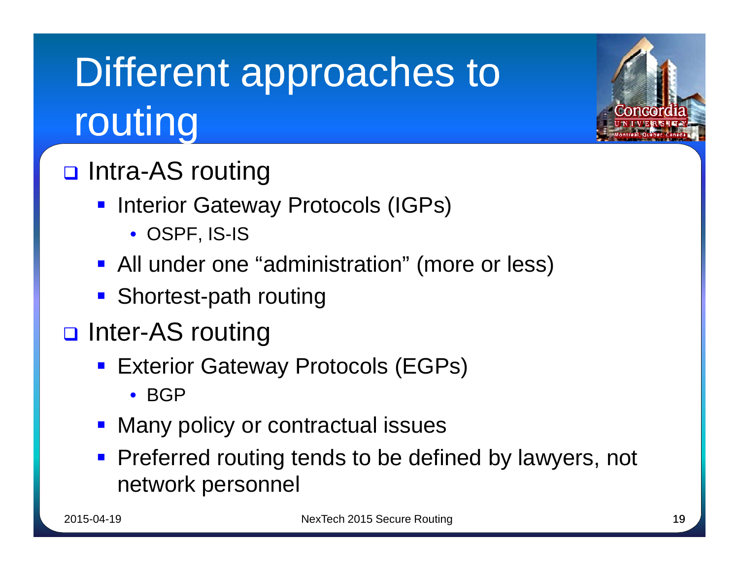# Different approaches to routing

- Intra-AS routing
  - Interior Gateway Protocols (IGPs)
    - OSPF, IS-IS
  - All under one “administration” (more or less)
  - Shortest-path routing
- Inter-AS routing
  - Exterior Gateway Protocols (EGPs)
    - BGP
  - Many policy or contractual issues
  - Preferred routing tends to be defined by lawyers, not network personnel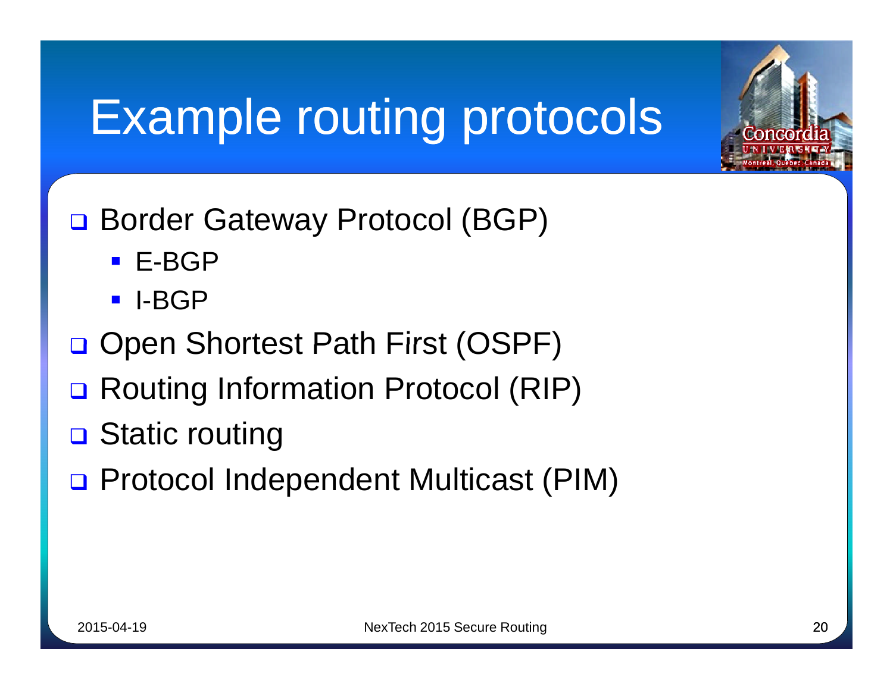# Example routing protocols

- Border Gateway Protocol (BGP)
  - E-BGP
  - I-BGP
- Open Shortest Path First (OSPF)
- Routing Information Protocol (RIP)
- Static routing
- Protocol Independent Multicast (PIM)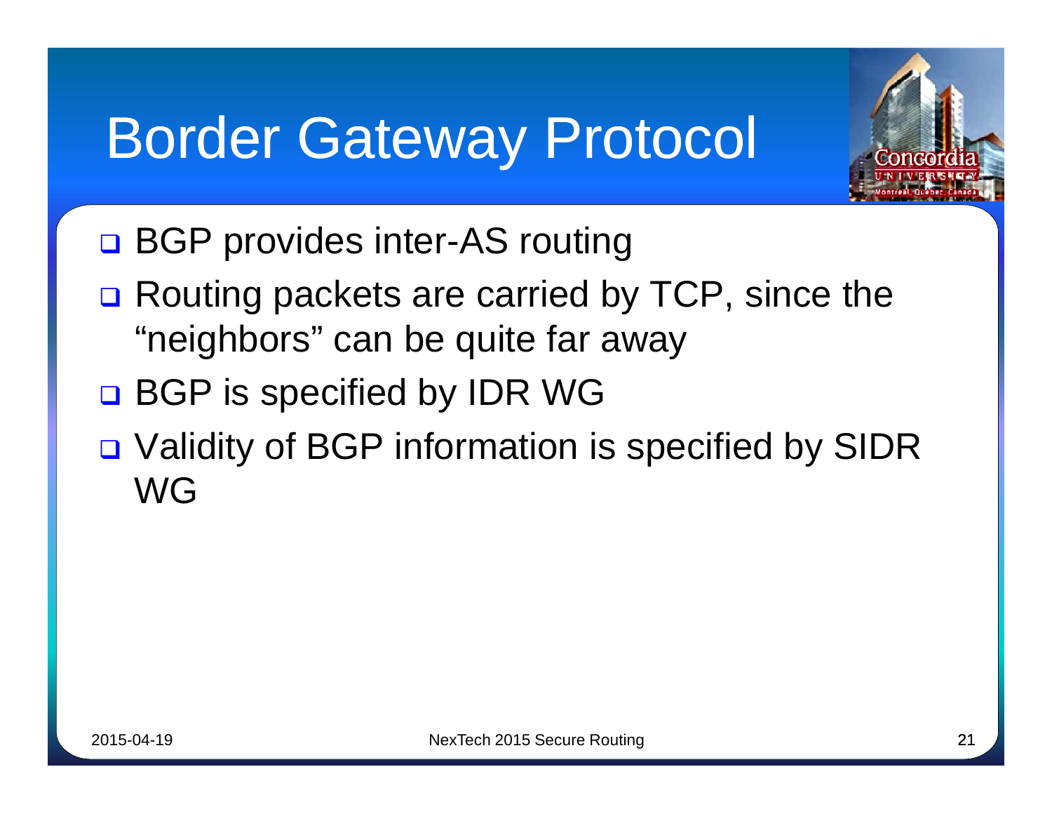# Border Gateway Protocol

- BGP provides inter-AS routing
- Routing packets are carried by TCP, since the "neighbors" can be quite far away
- BGP is specified by IDR WG
- Validity of BGP information is specified by SIDR WG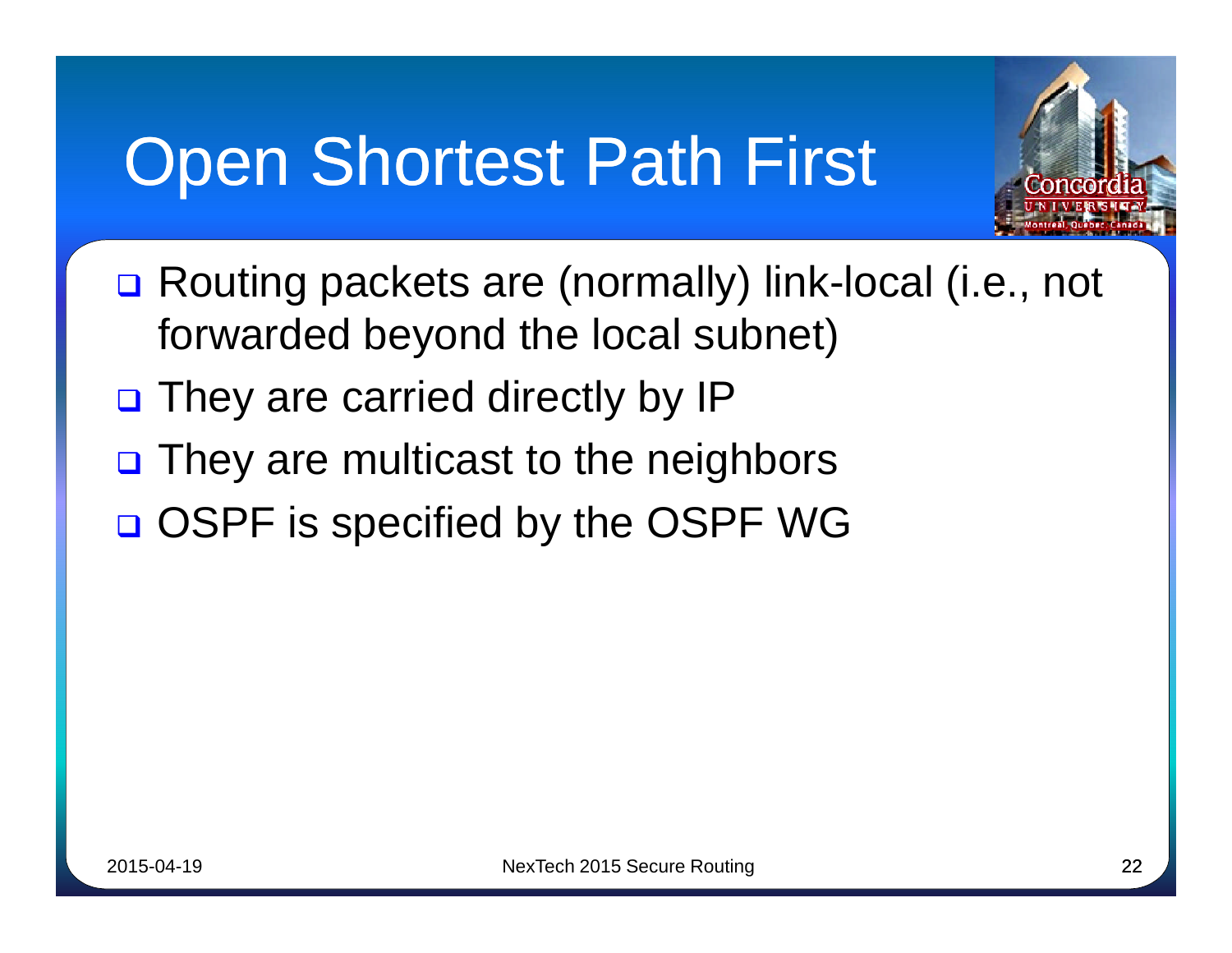# Open Shortest Path First

- Routing packets are (normally) link-local (i.e., not forwarded beyond the local subnet)
- They are carried directly by IP
- They are multicast to the neighbors
- OSPF is specified by the OSPF WG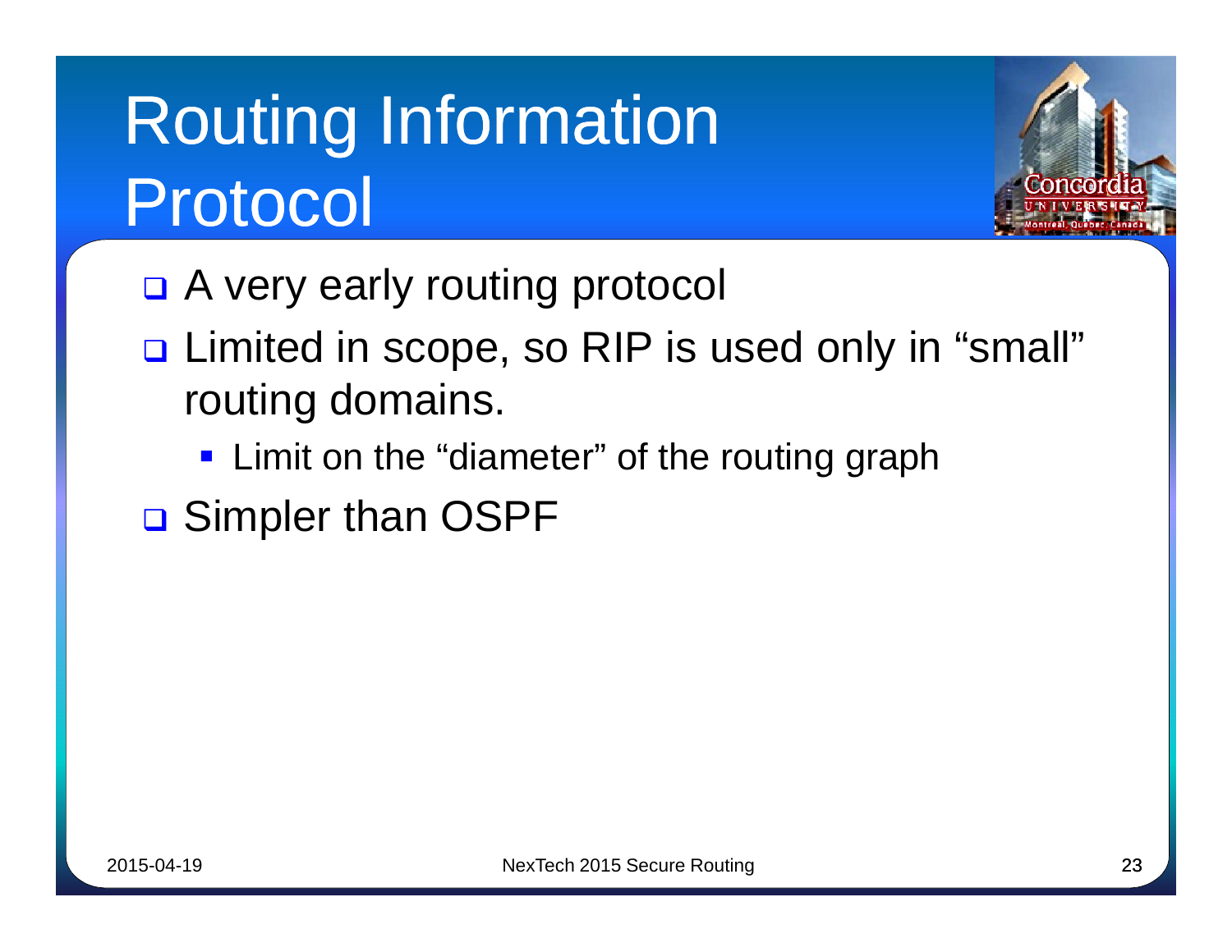# Routing Information Protocol

- A very early routing protocol
- Limited in scope, so RIP is used only in “small” routing domains.
  - Limit on the “diameter” of the routing graph
- Simpler than OSPF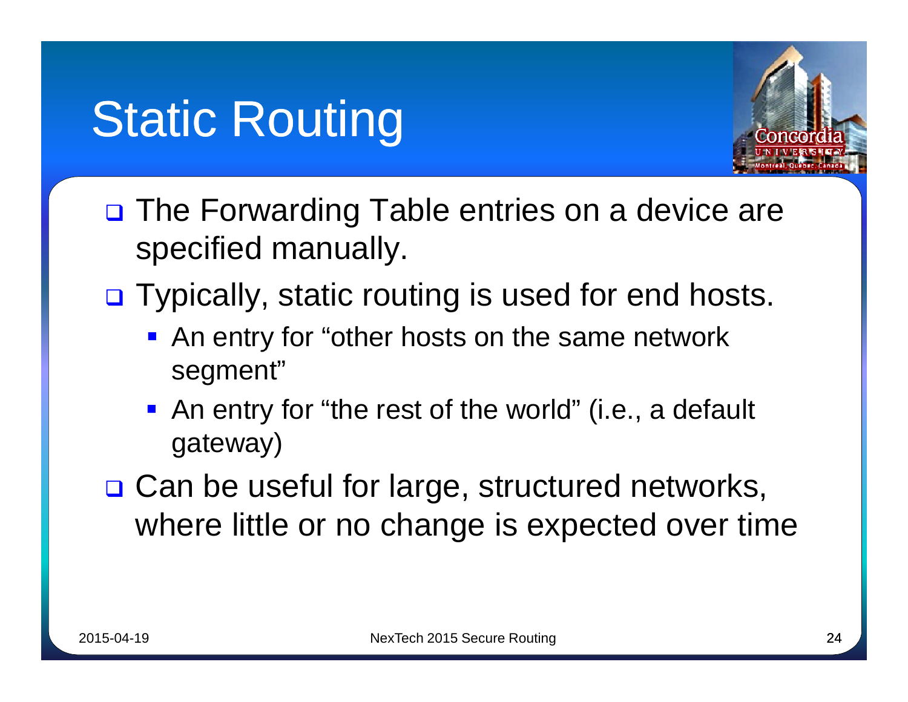# Static Routing

- The Forwarding Table entries on a device are specified manually.
- Typically, static routing is used for end hosts.
  - An entry for “other hosts on the same network segment”
  - An entry for “the rest of the world” (i.e., a default gateway)
- Can be useful for large, structured networks, where little or no change is expected over time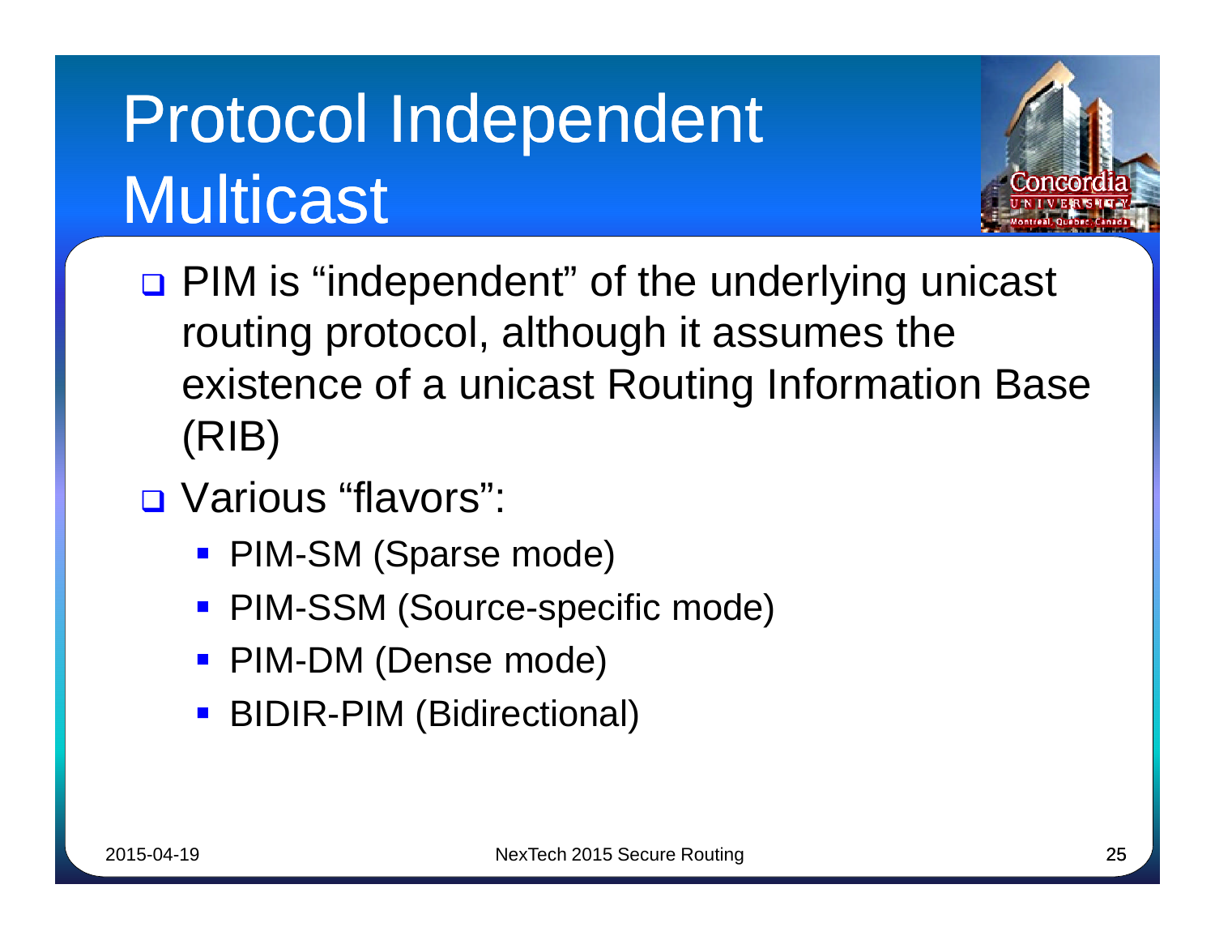# Protocol Independent Multicast

- PIM is “independent” of the underlying unicast routing protocol, although it assumes the existence of a unicast Routing Information Base (RIB)
- Various “flavors”:
  - PIM-SM (Sparse mode)
  - PIM-SSM (Source-specific mode)
  - PIM-DM (Dense mode)
  - BIDIR-PIM (Bidirectional)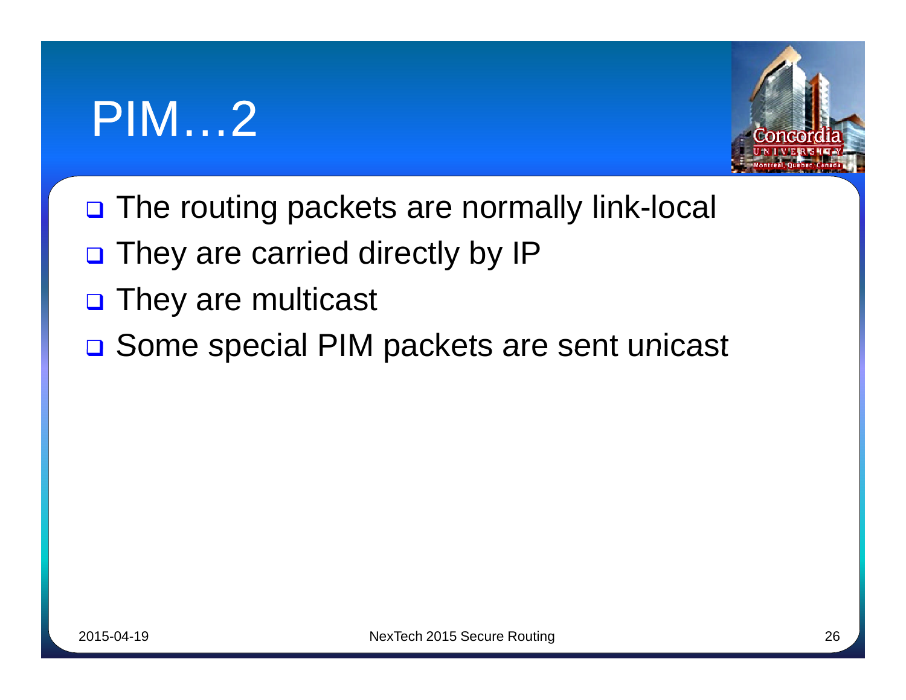# PIM…2

- The routing packets are normally link-local
- They are carried directly by IP
- They are multicast
- Some special PIM packets are sent unicast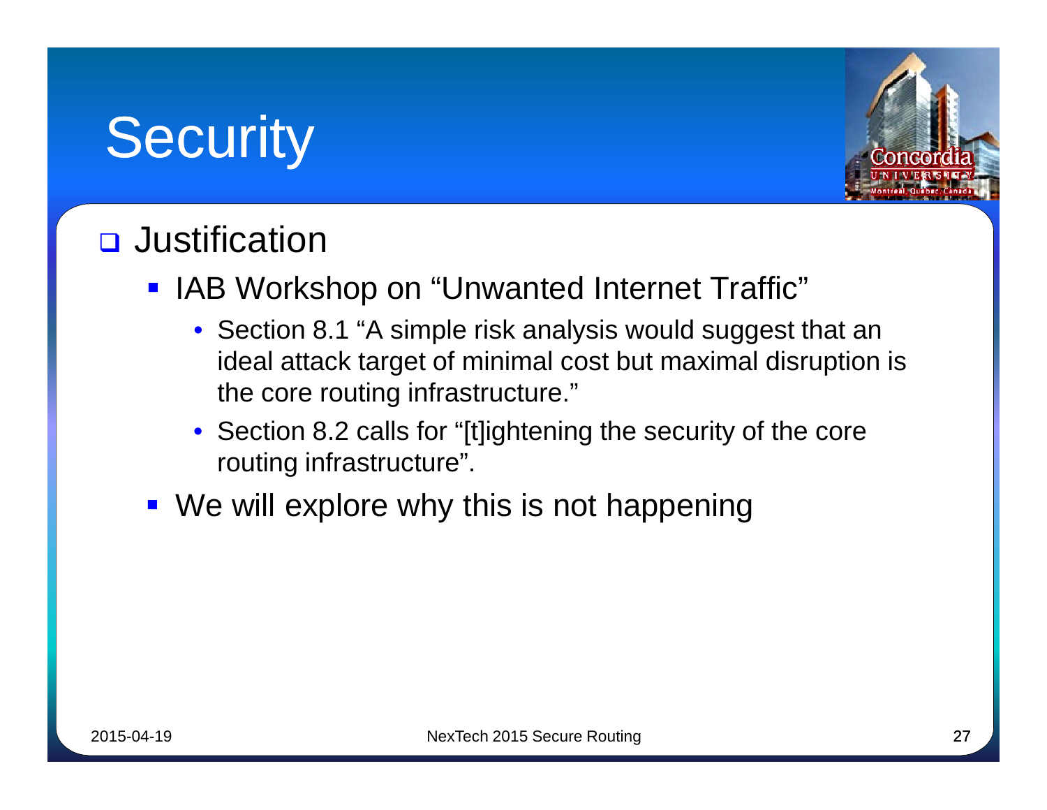# Security

- Justification
  - IAB Workshop on "Unwanted Internet Traffic"
    - Section 8.1 "A simple risk analysis would suggest that an ideal attack target of minimal cost but maximal disruption is the core routing infrastructure."
    - Section 8.2 calls for "[t]ightening the security of the core routing infrastructure".
  - We will explore why this is not happening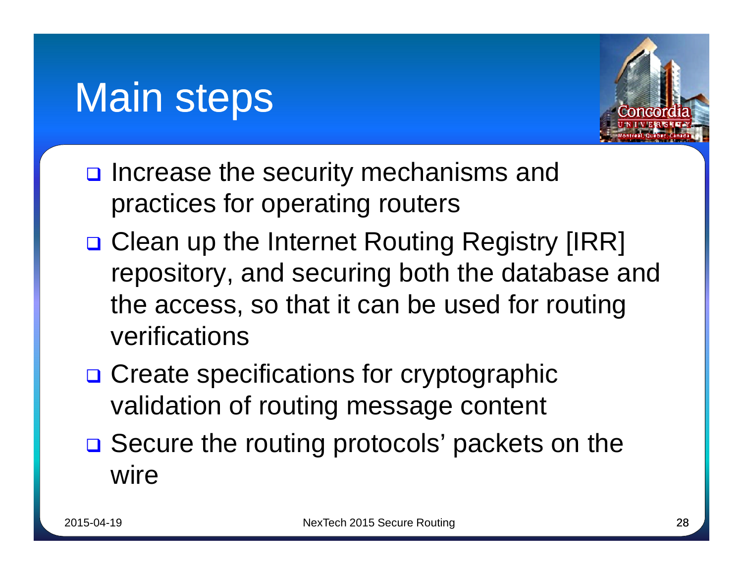# Main steps

- Increase the security mechanisms and practices for operating routers
- Clean up the Internet Routing Registry [IRR] repository, and securing both the database and the access, so that it can be used for routing verifications
- Create specifications for cryptographic validation of routing message content
- Secure the routing protocols' packets on the wire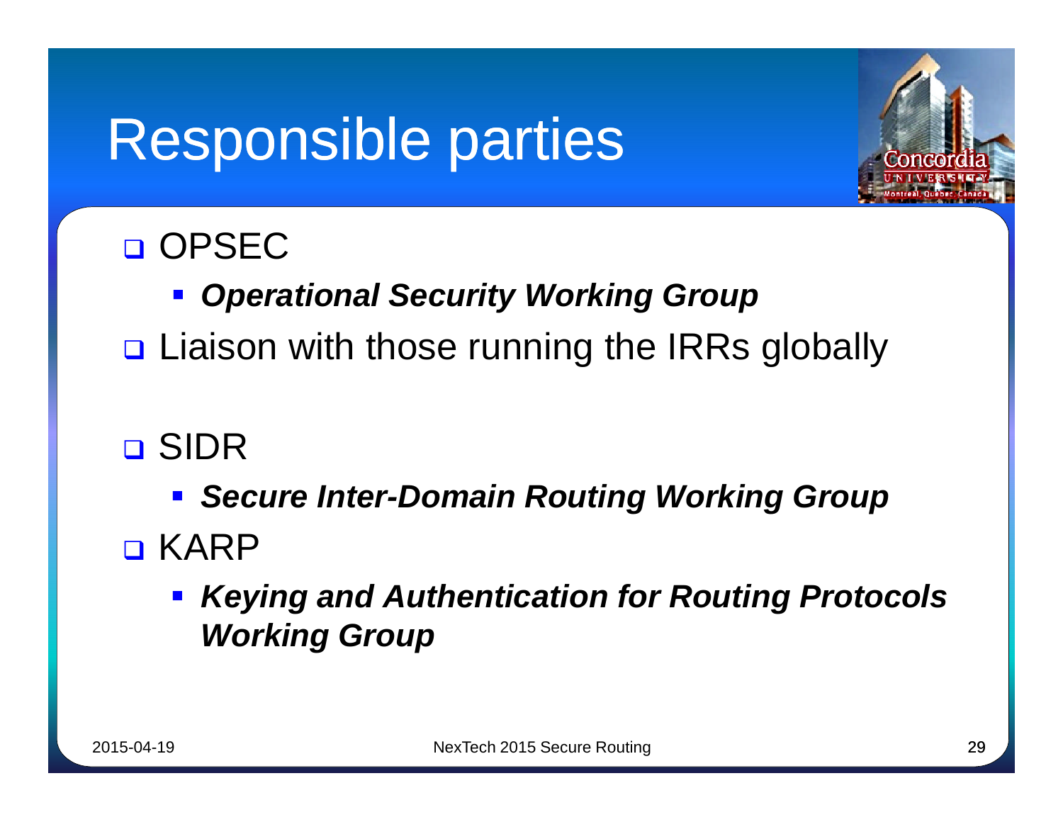# Responsible parties

- OPSEC
  - ***Operational Security Working Group***
- Liaison with those running the IRRs globally

- SIDR
  - ***Secure Inter-Domain Routing Working Group***
- KARP
  - ***Keying and Authentication for Routing Protocols Working Group***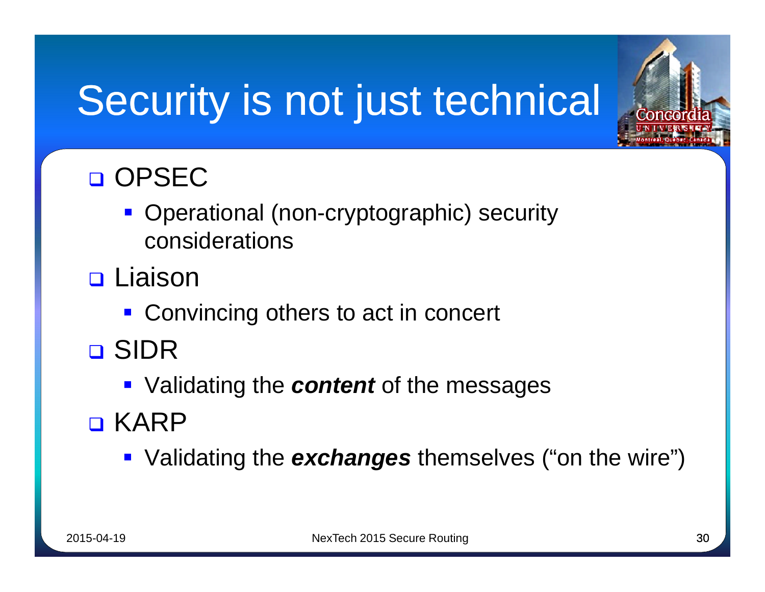# Security is not just technical

- OPSEC
  - Operational (non-cryptographic) security considerations
- Liaison
  - Convincing others to act in concert
- SIDR
  - Validating the ***content*** of the messages
- KARP
  - Validating the ***exchanges*** themselves ("on the wire")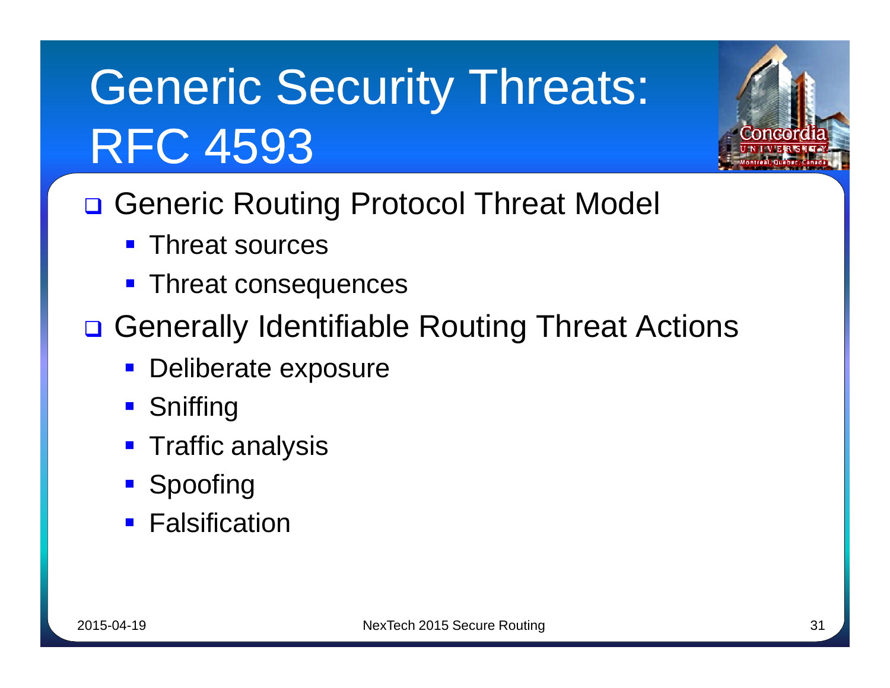# Generic Security Threats: RFC 4593

- Generic Routing Protocol Threat Model
  - Threat sources
  - Threat consequences
- Generally Identifiable Routing Threat Actions
  - Deliberate exposure
  - Sniffing
  - Traffic analysis
  - Spoofing
  - Falsification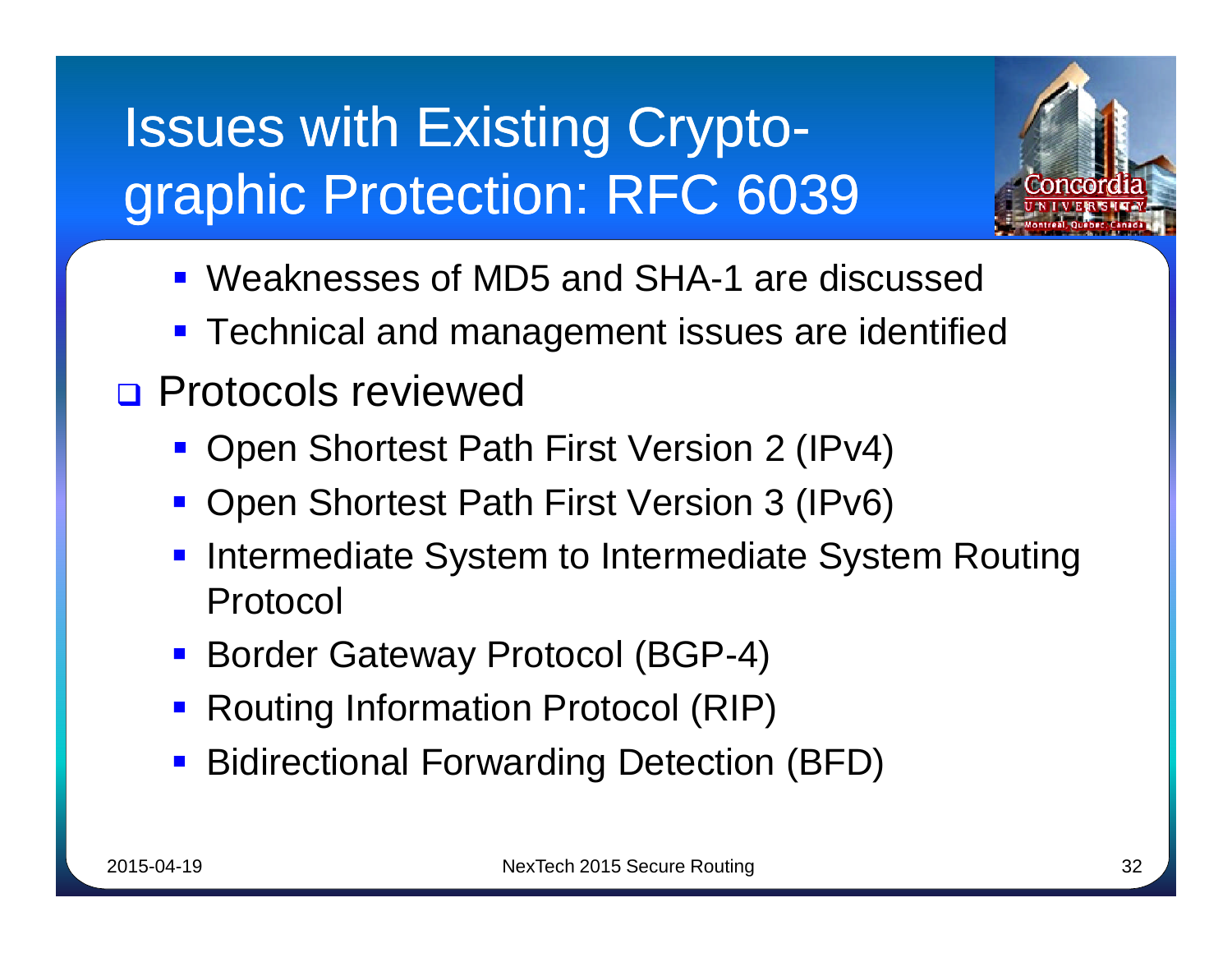# Issues with Existing Crypto-graphic Protection: RFC 6039

- Weaknesses of MD5 and SHA-1 are discussed
- Technical and management issues are identified

- Protocols reviewed
  - Open Shortest Path First Version 2 (IPv4)
  - Open Shortest Path First Version 3 (IPv6)
  - Intermediate System to Intermediate System Routing Protocol
  - Border Gateway Protocol (BGP-4)
  - Routing Information Protocol (RIP)
  - Bidirectional Forwarding Detection (BFD)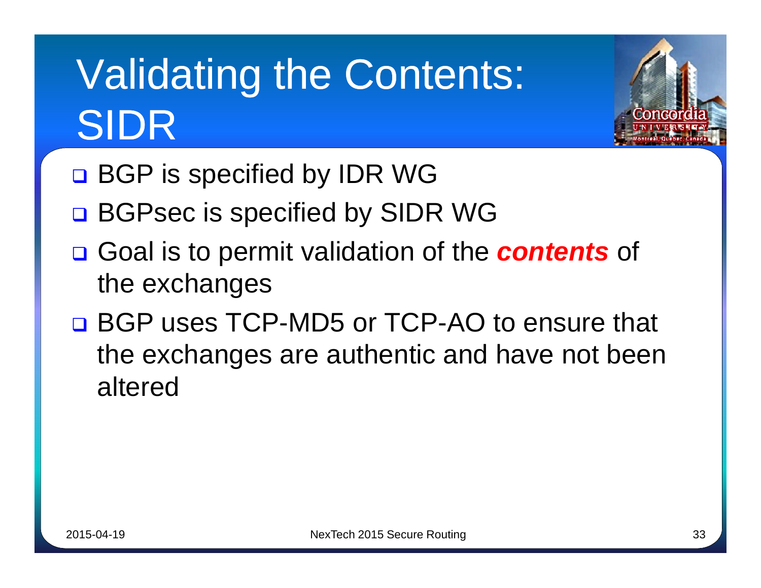# Validating the Contents: SIDR

- BGP is specified by IDR WG
- BGPsec is specified by SIDR WG
- Goal is to permit validation of the ***contents*** of the exchanges
- BGP uses TCP-MD5 or TCP-AO to ensure that the exchanges are authentic and have not been altered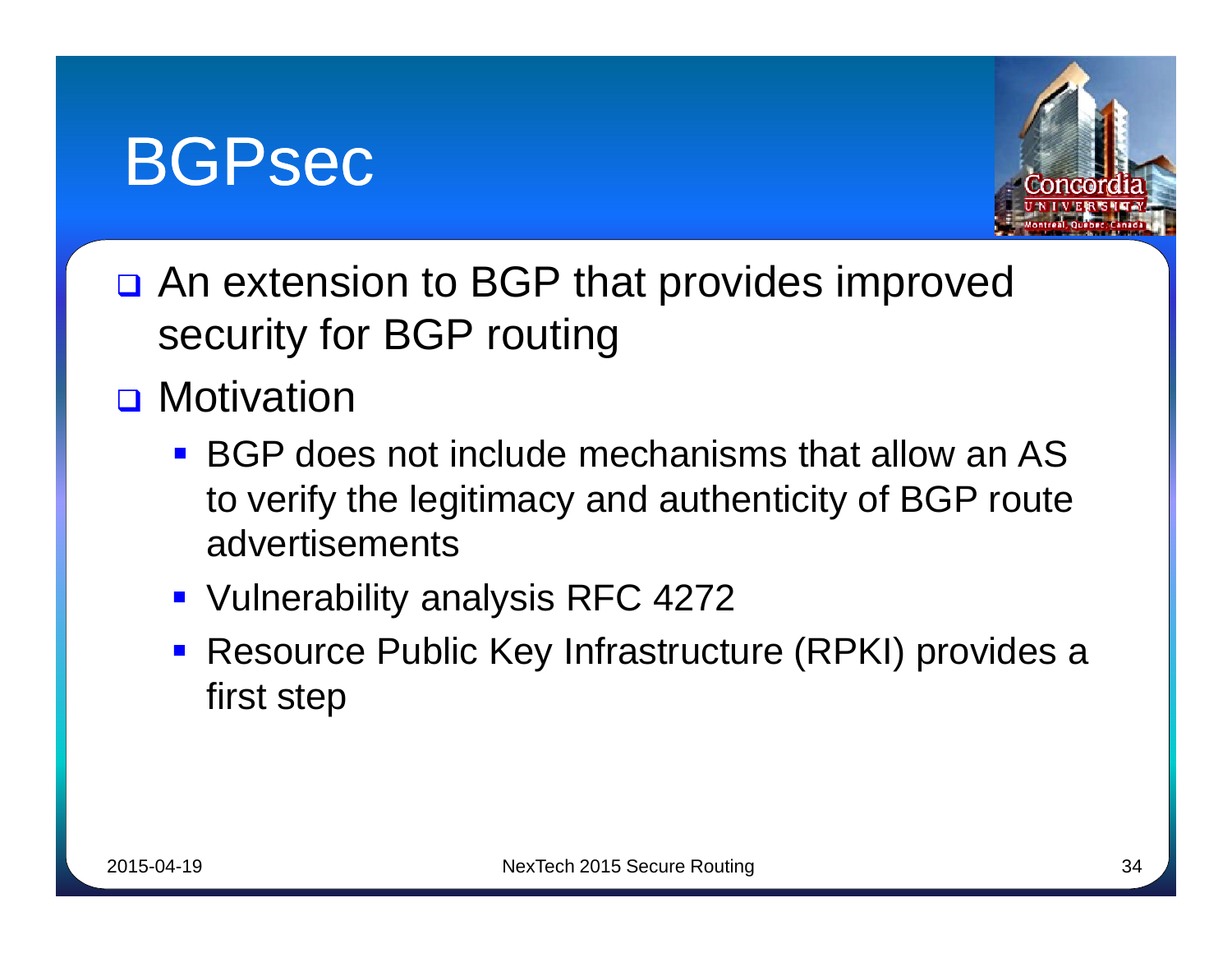# BGPsec

- An extension to BGP that provides improved security for BGP routing
- Motivation
  - BGP does not include mechanisms that allow an AS to verify the legitimacy and authenticity of BGP route advertisements
  - Vulnerability analysis RFC 4272
  - Resource Public Key Infrastructure (RPKI) provides a first step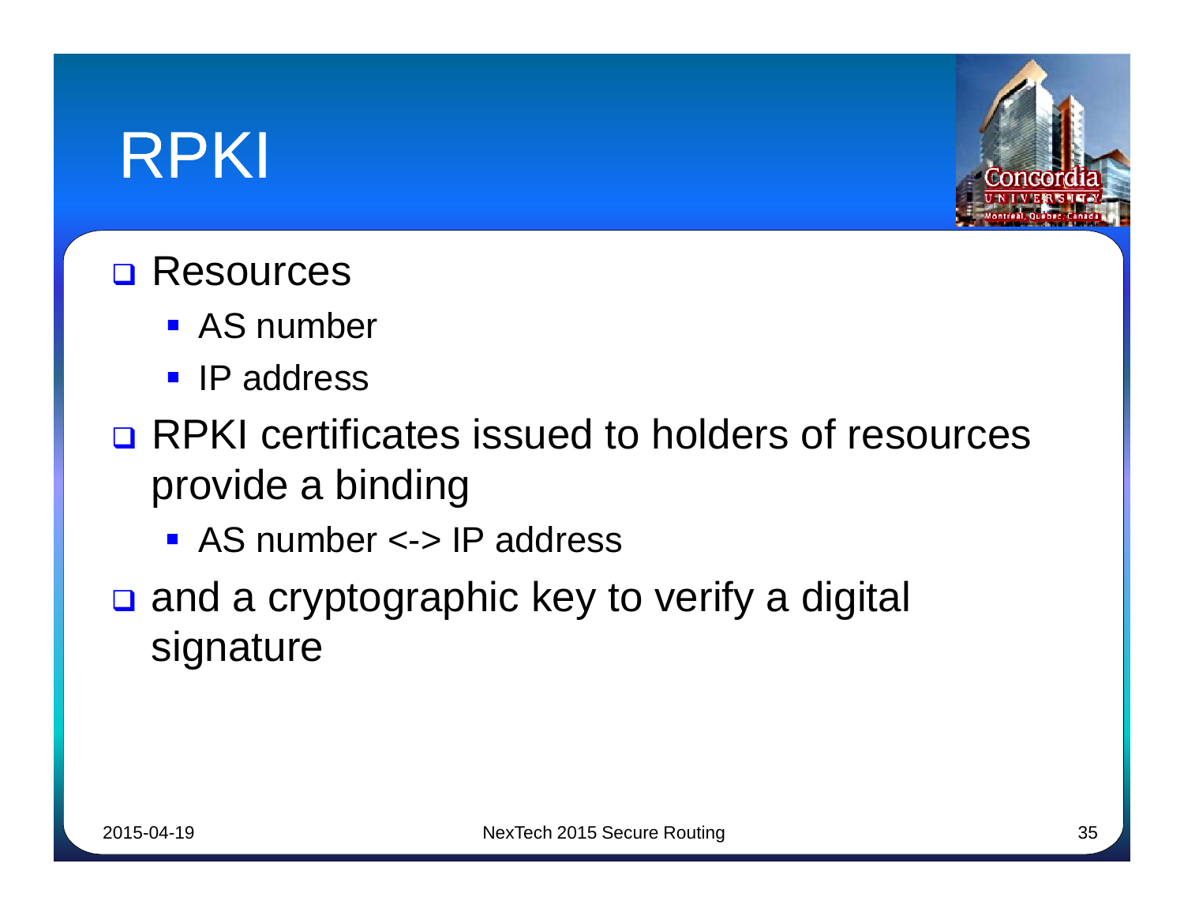# RPKI

- Resources
  - AS number
  - IP address
- RPKI certificates issued to holders of resources provide a binding
  - AS number <-> IP address
- and a cryptographic key to verify a digital signature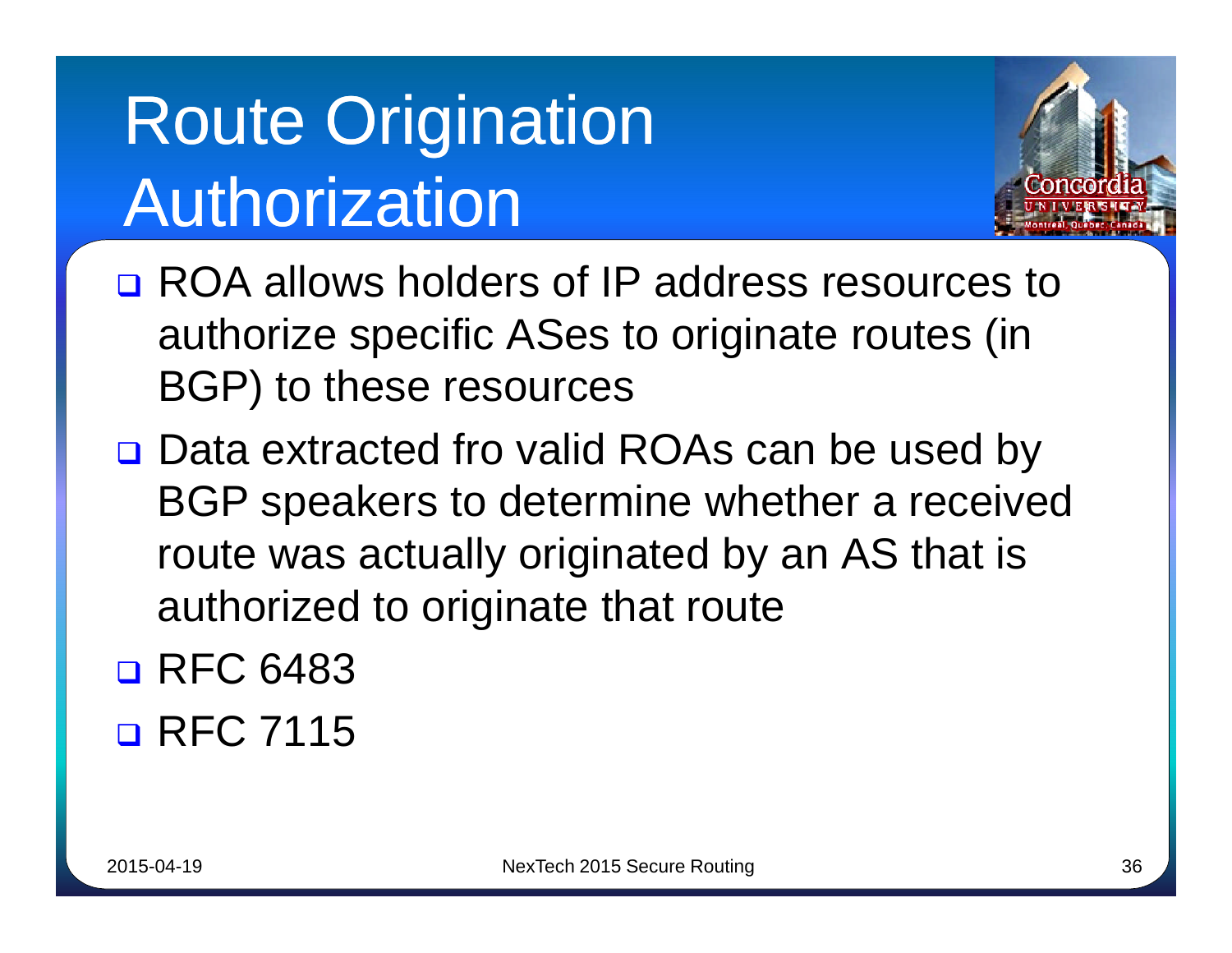# Route Origination Authorization

- ROA allows holders of IP address resources to authorize specific ASes to originate routes (in BGP) to these resources
- Data extracted fro valid ROAs can be used by BGP speakers to determine whether a received route was actually originated by an AS that is authorized to originate that route
- RFC 6483
- RFC 7115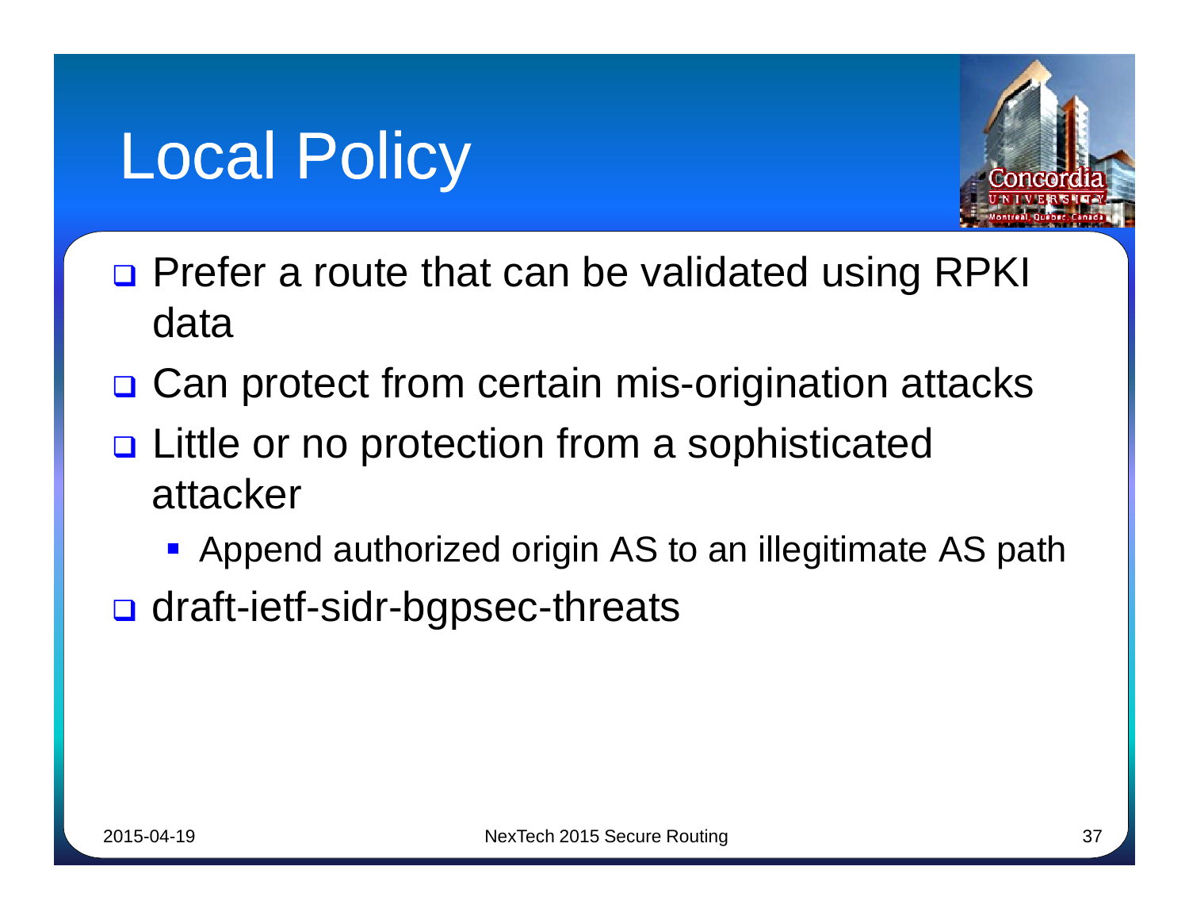# Local Policy

- Prefer a route that can be validated using RPKI data
- Can protect from certain mis-origination attacks
- Little or no protection from a sophisticated attacker
  - Append authorized origin AS to an illegitimate AS path
- draft-ietf-sidr-bgpsec-threats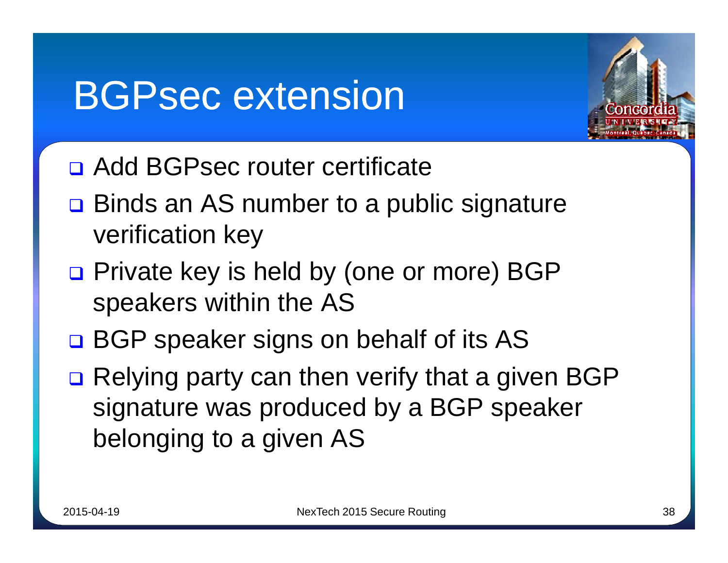# BGPsec extension

- Add BGPsec router certificate
- Binds an AS number to a public signature verification key
- Private key is held by (one or more) BGP speakers within the AS
- BGP speaker signs on behalf of its AS
- Relying party can then verify that a given BGP signature was produced by a BGP speaker belonging to a given AS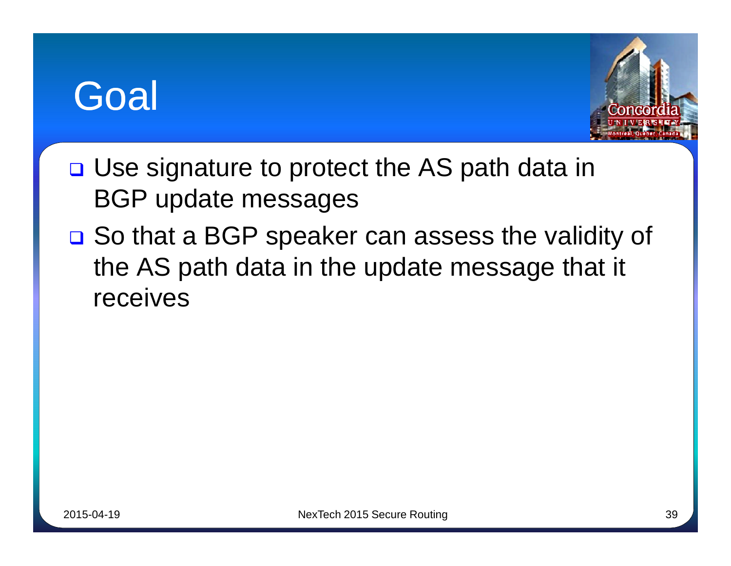# Goal

- Use signature to protect the AS path data in BGP update messages
- So that a BGP speaker can assess the validity of the AS path data in the update message that it receives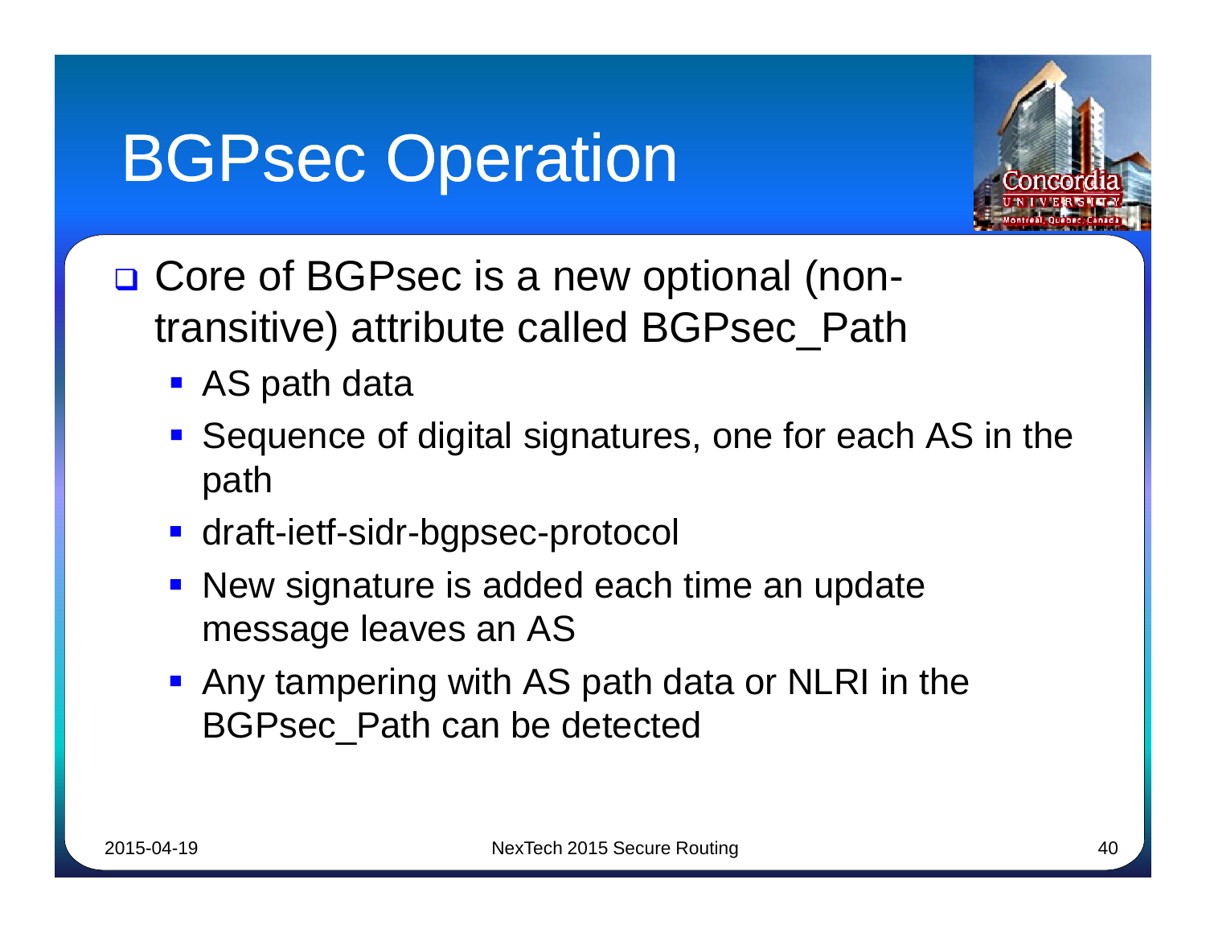# BGPsec Operation

- Core of BGPsec is a new optional (non-transitive) attribute called BGPsec_Path
  - AS path data
  - Sequence of digital signatures, one for each AS in the path
  - draft-ietf-sidr-bgpsec-protocol
  - New signature is added each time an update message leaves an AS
  - Any tampering with AS path data or NLRI in the BGPsec_Path can be detected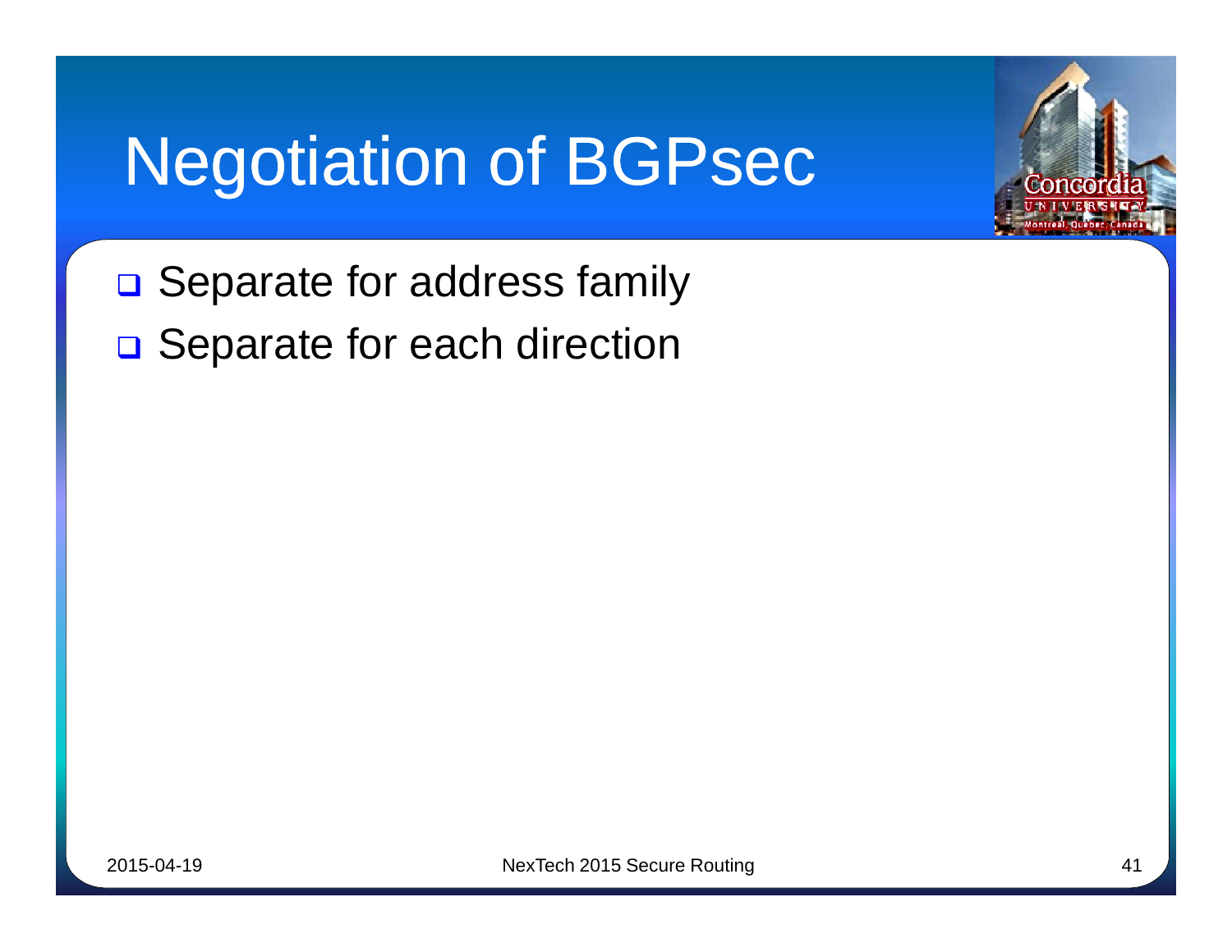# Negotiation of BGPsec

- Separate for address family
- Separate for each direction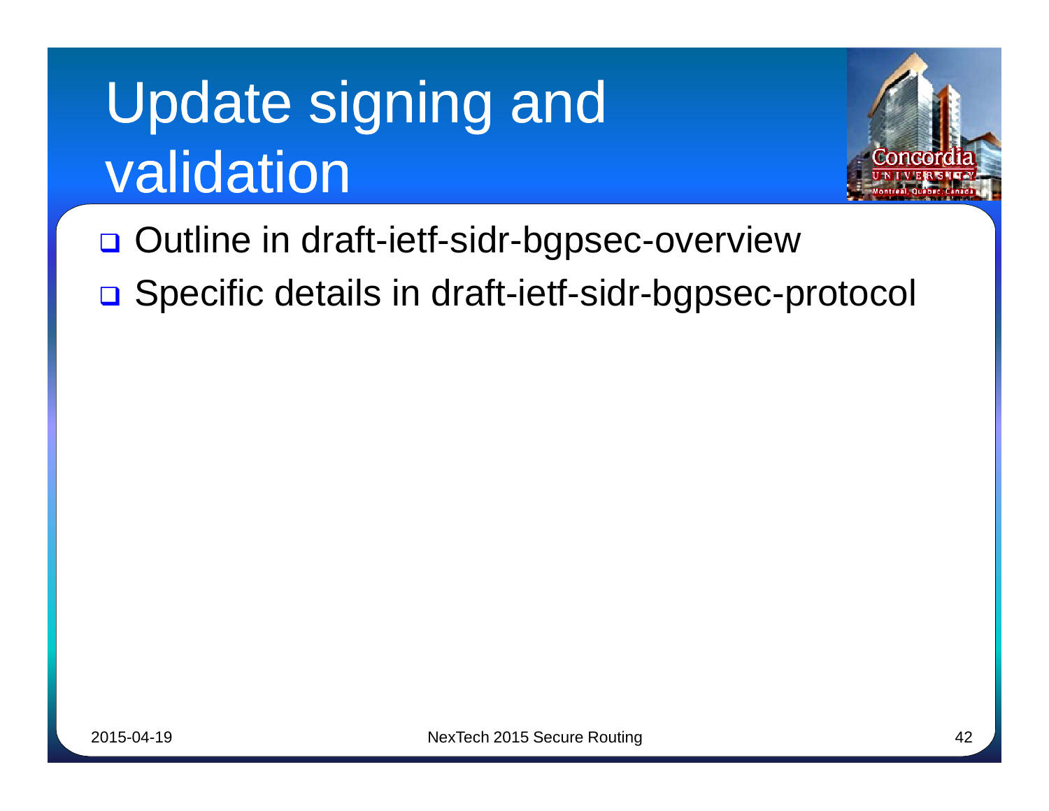# Update signing and validation

- Outline in draft-ietf-sidr-bgpsec-overview
- Specific details in draft-ietf-sidr-bgpsec-protocol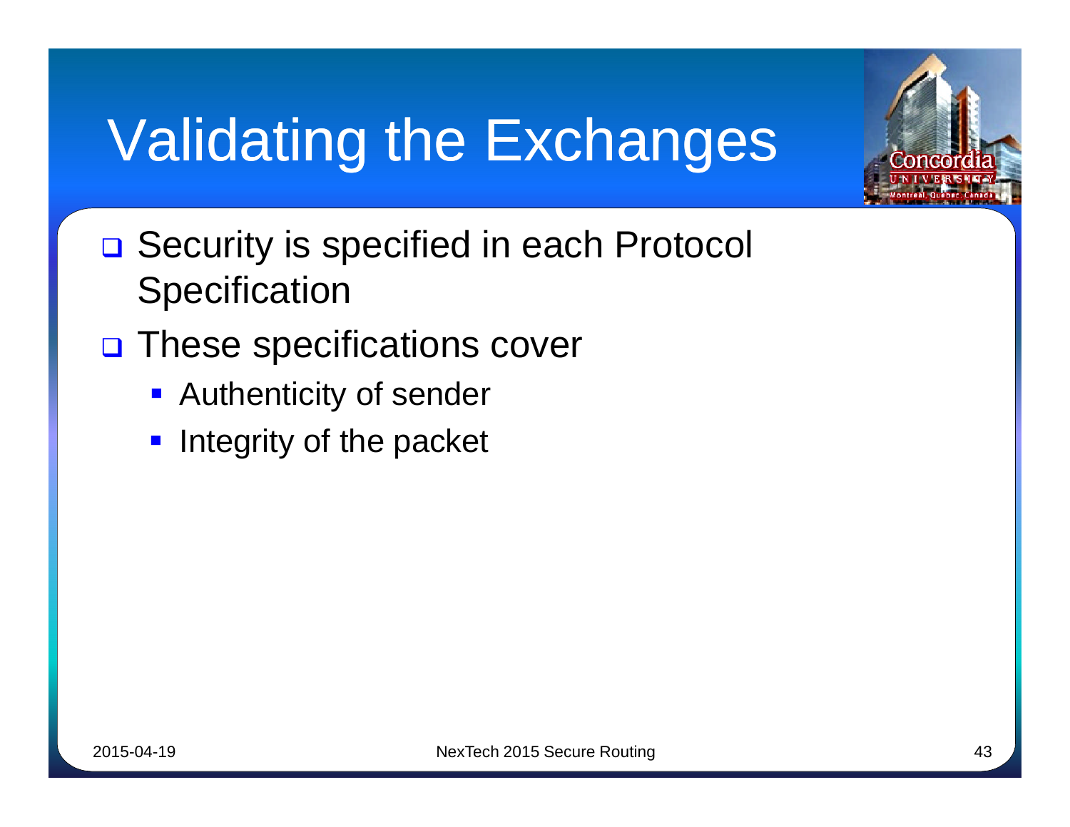# Validating the Exchanges

- Security is specified in each Protocol Specification
- These specifications cover
  - Authenticity of sender
  - Integrity of the packet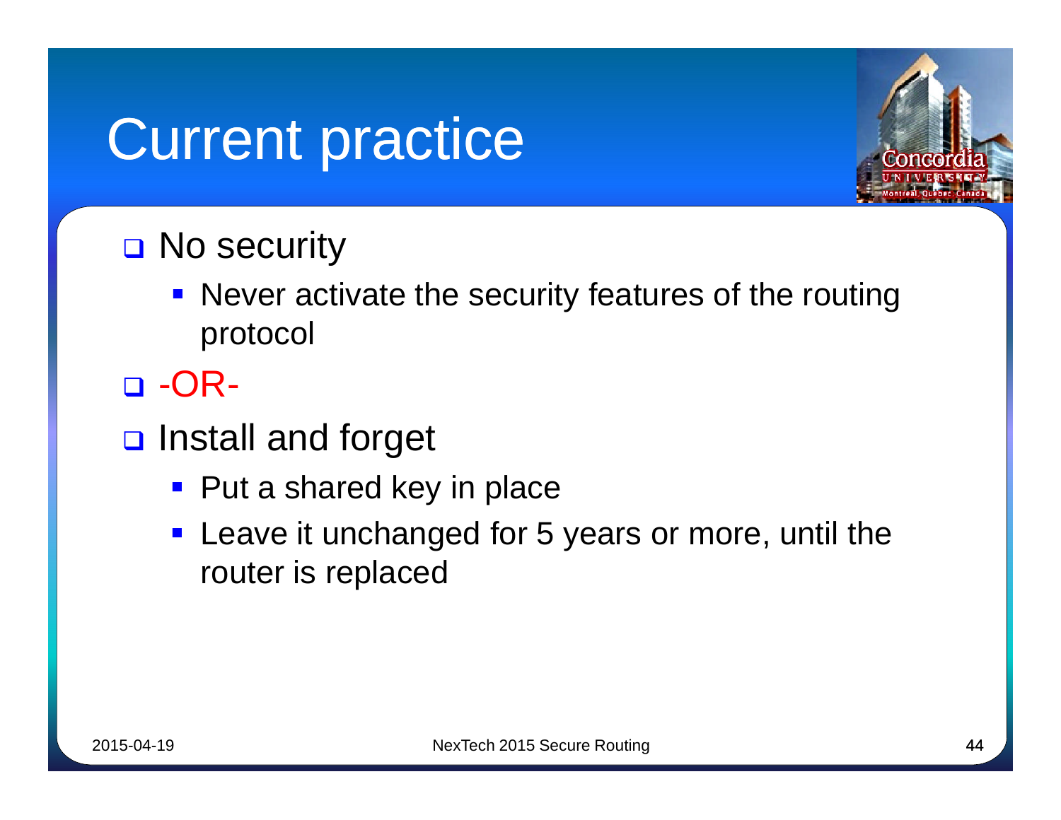# Current practice

- No security
  - Never activate the security features of the routing protocol
- -OR-
- Install and forget
  - Put a shared key in place
  - Leave it unchanged for 5 years or more, until the router is replaced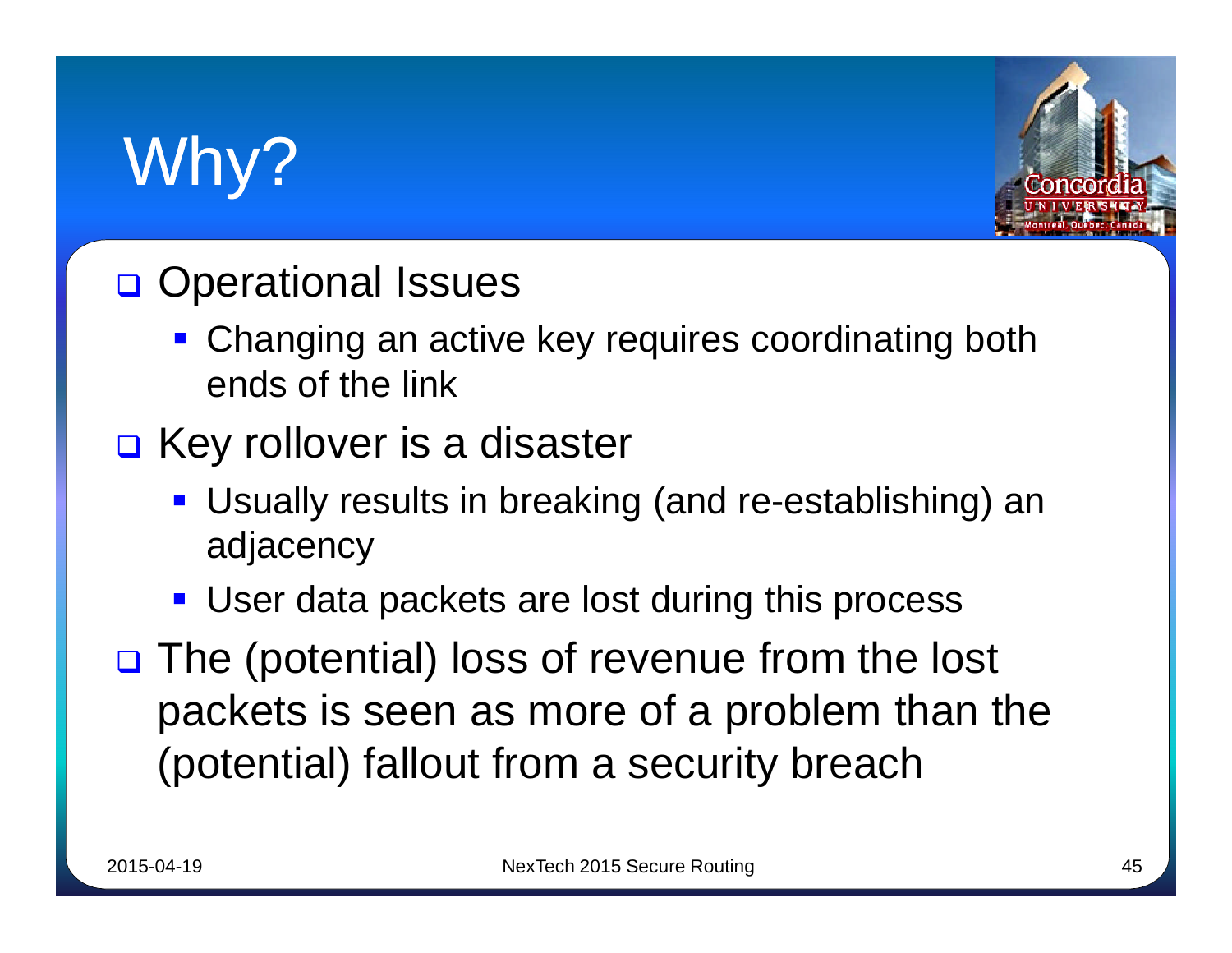# Why?

- Operational Issues
  - Changing an active key requires coordinating both ends of the link
- Key rollover is a disaster
  - Usually results in breaking (and re-establishing) an adjacency
  - User data packets are lost during this process
- The (potential) loss of revenue from the lost packets is seen as more of a problem than the (potential) fallout from a security breach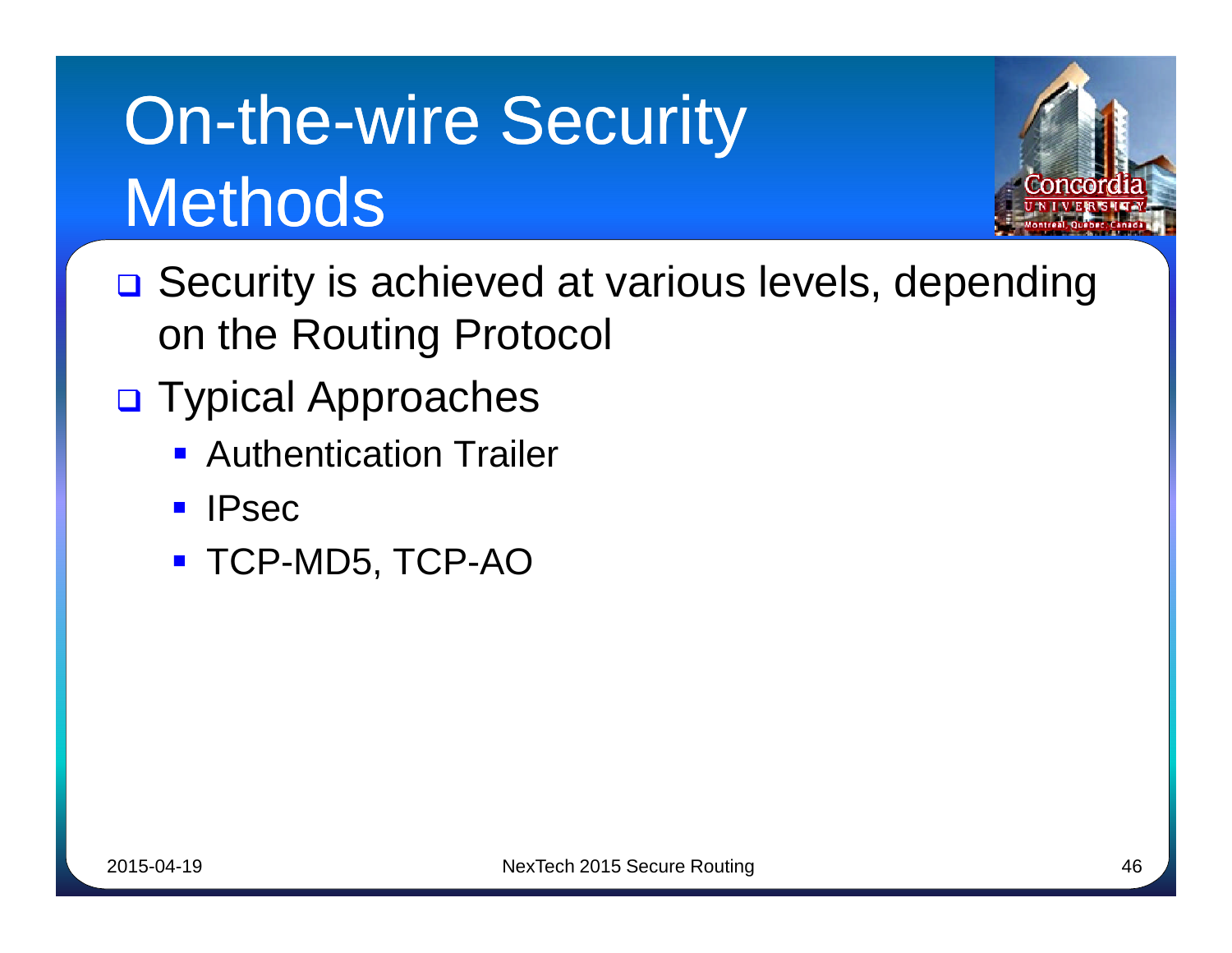# On-the-wire Security Methods

- Security is achieved at various levels, depending on the Routing Protocol
- Typical Approaches
  - Authentication Trailer
  - IPsec
  - TCP-MD5, TCP-AO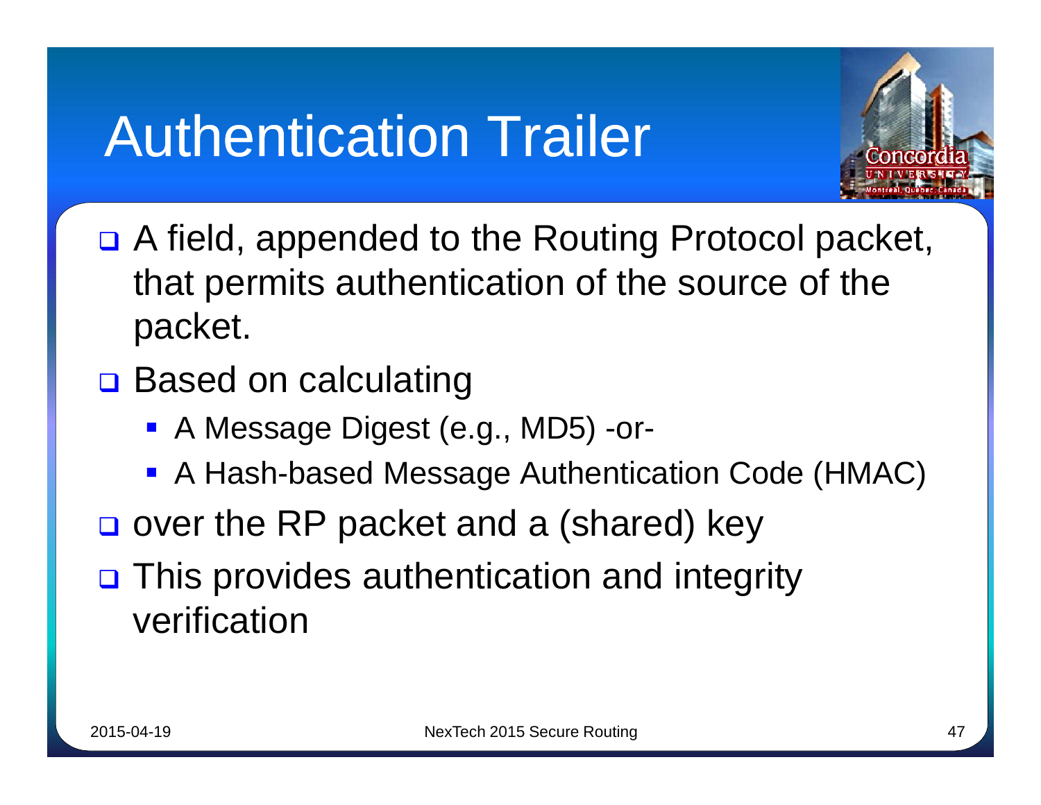# Authentication Trailer

- A field, appended to the Routing Protocol packet, that permits authentication of the source of the packet.
- Based on calculating
  - A Message Digest (e.g., MD5) -or-
  - A Hash-based Message Authentication Code (HMAC)
- over the RP packet and a (shared) key
- This provides authentication and integrity verification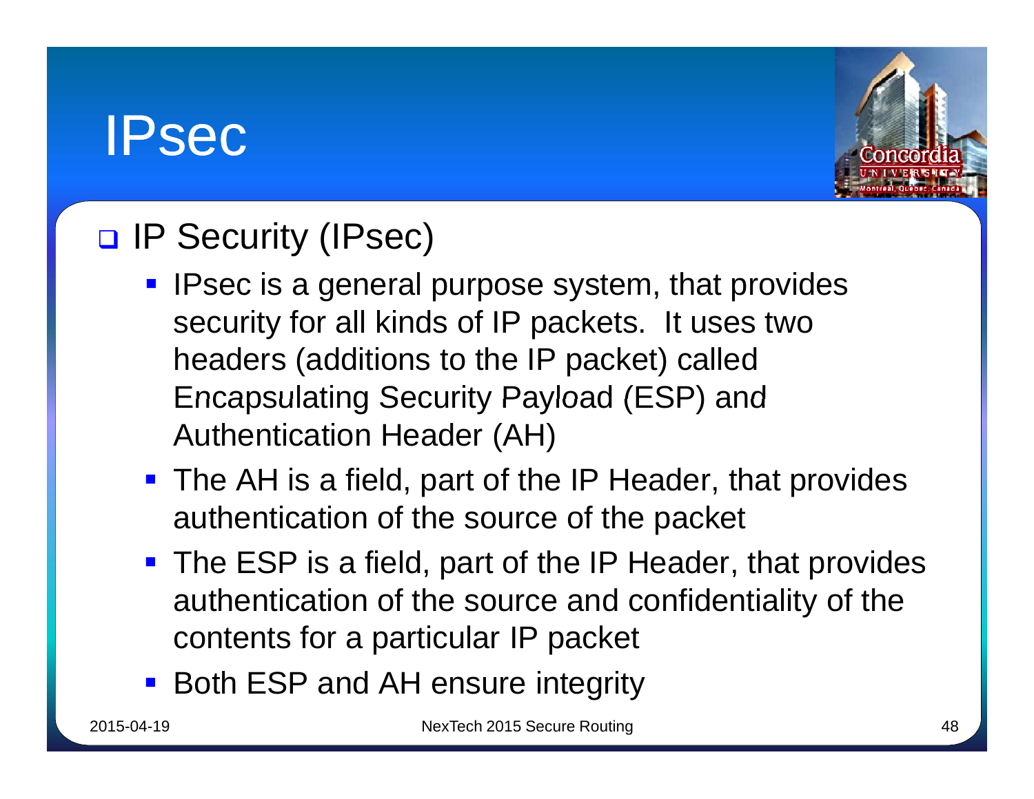# IPsec

- IP Security (IPsec)
  - IPsec is a general purpose system, that provides security for all kinds of IP packets. It uses two headers (additions to the IP packet) called Encapsulating Security Payload (ESP) and Authentication Header (AH)
  - The AH is a field, part of the IP Header, that provides authentication of the source of the packet
  - The ESP is a field, part of the IP Header, that provides authentication of the source and confidentiality of the contents for a particular IP packet
  - Both ESP and AH ensure integrity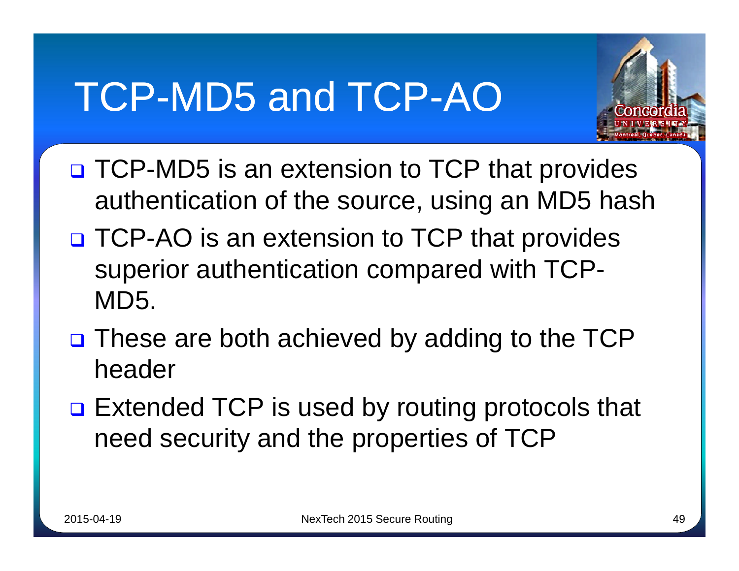# TCP-MD5 and TCP-AO

- TCP-MD5 is an extension to TCP that provides authentication of the source, using an MD5 hash
- TCP-AO is an extension to TCP that provides superior authentication compared with TCP-MD5.
- These are both achieved by adding to the TCP header
- Extended TCP is used by routing protocols that need security and the properties of TCP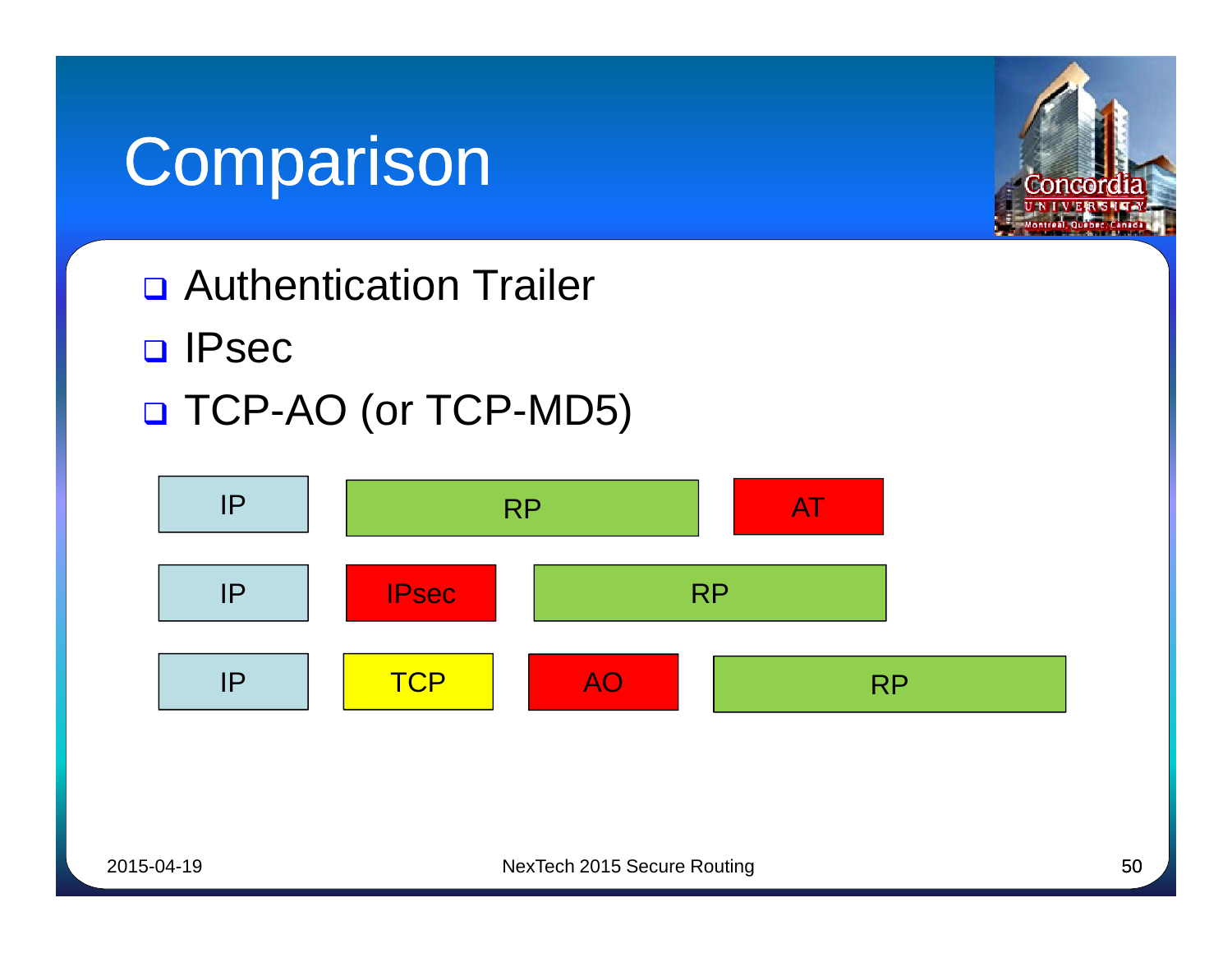# Comparison

- Authentication Trailer
- IPsec
- TCP-AO (or TCP-MD5)

| IP | RP | AT | |
|---|---|---|---|
| IP | IPsec | RP | |
| IP | TCP | AO | RP |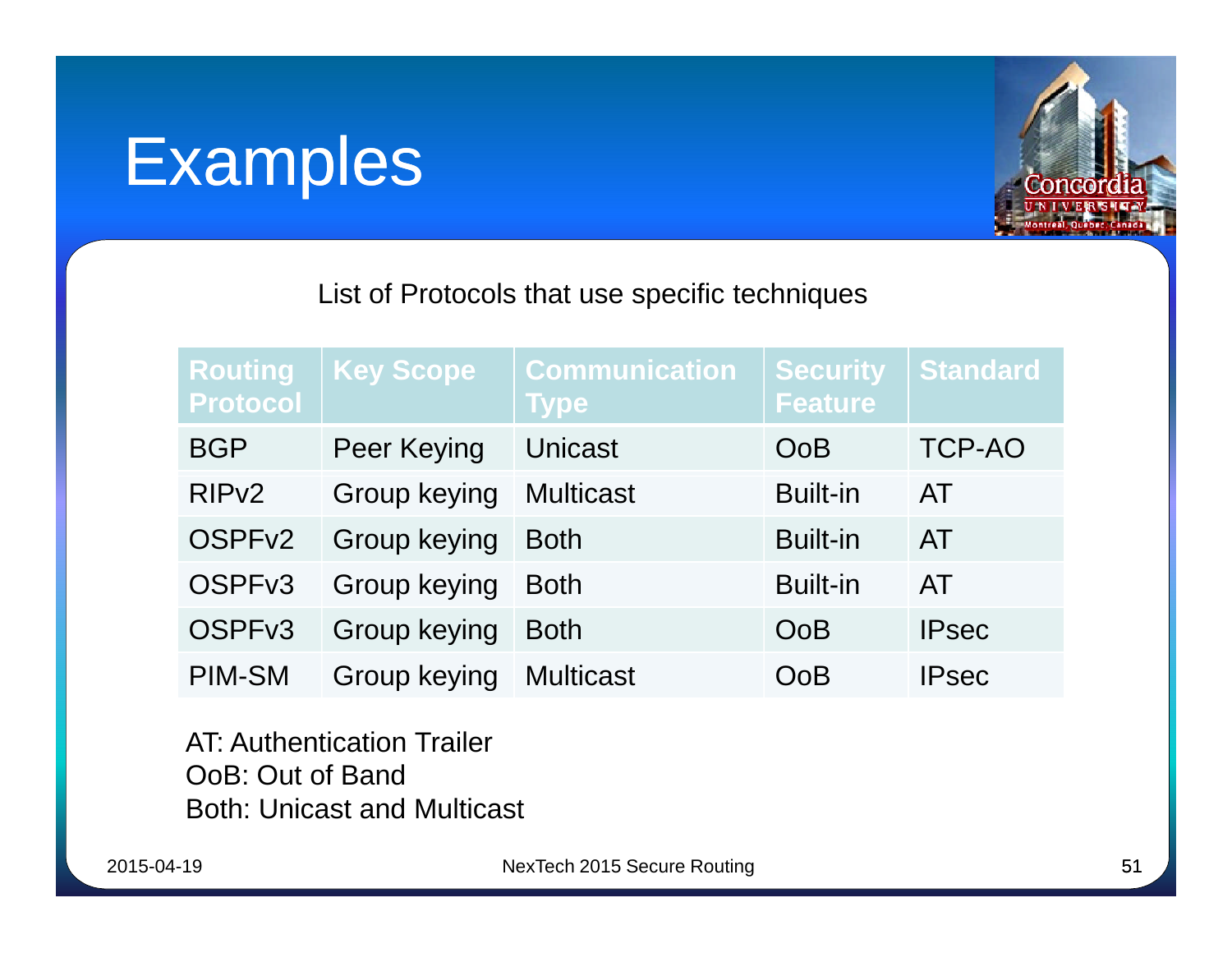# Examples

List of Protocols that use specific techniques

| Routing Protocol | Key Scope | Communication Type | Security Feature | Standard |
|---|---|---|---|---|
| BGP | Peer Keying | Unicast | OoB | TCP-AO |
| RIPv2 | Group keying | Multicast | Built-in | AT |
| OSPFv2 | Group keying | Both | Built-in | AT |
| OSPFv3 | Group keying | Both | Built-in | AT |
| OSPFv3 | Group keying | Both | OoB | IPsec |
| PIM-SM | Group keying | Multicast | OoB | IPsec |

AT: Authentication Trailer
OoB: Out of Band
Both: Unicast and Multicast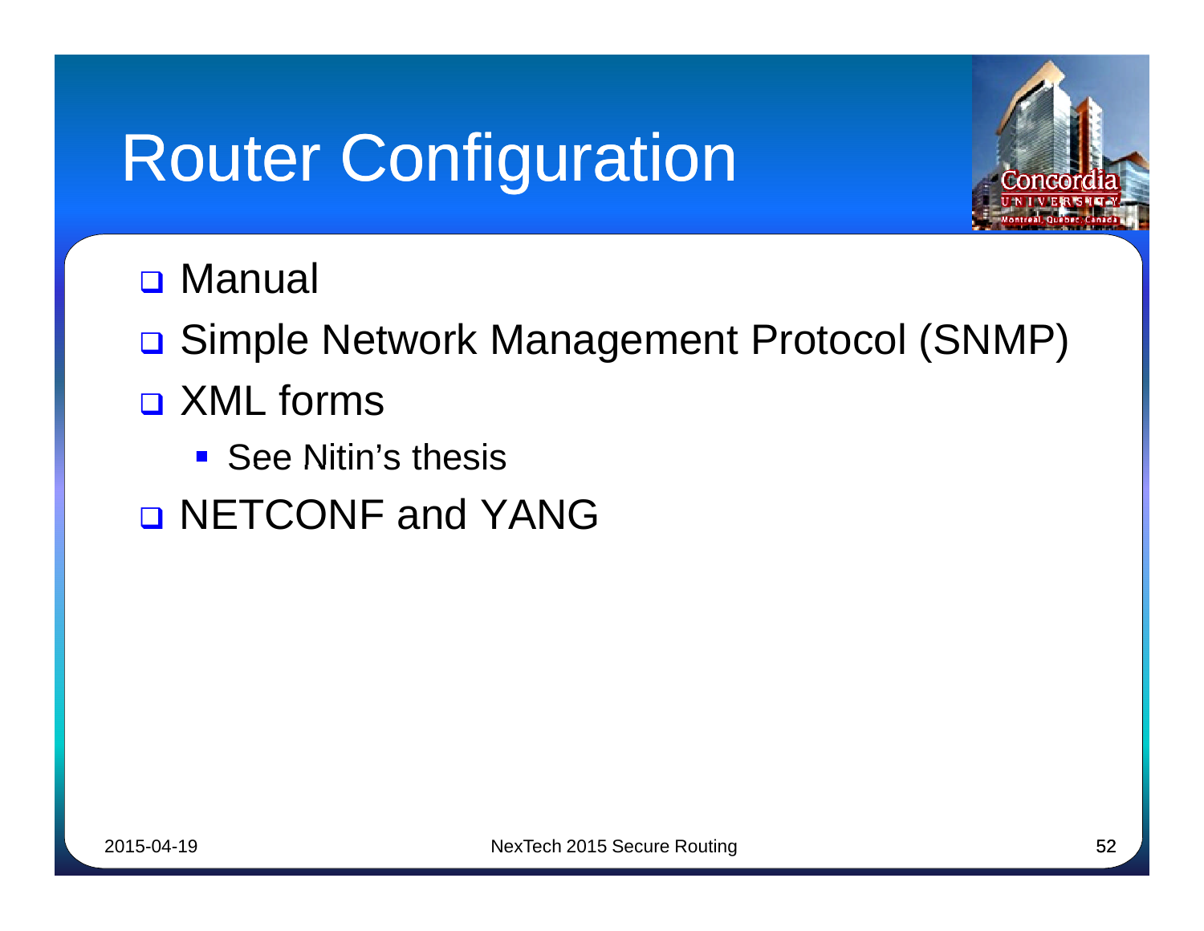# Router Configuration

- Manual
- Simple Network Management Protocol (SNMP)
- XML forms
  - See Nitin's thesis
- NETCONF and YANG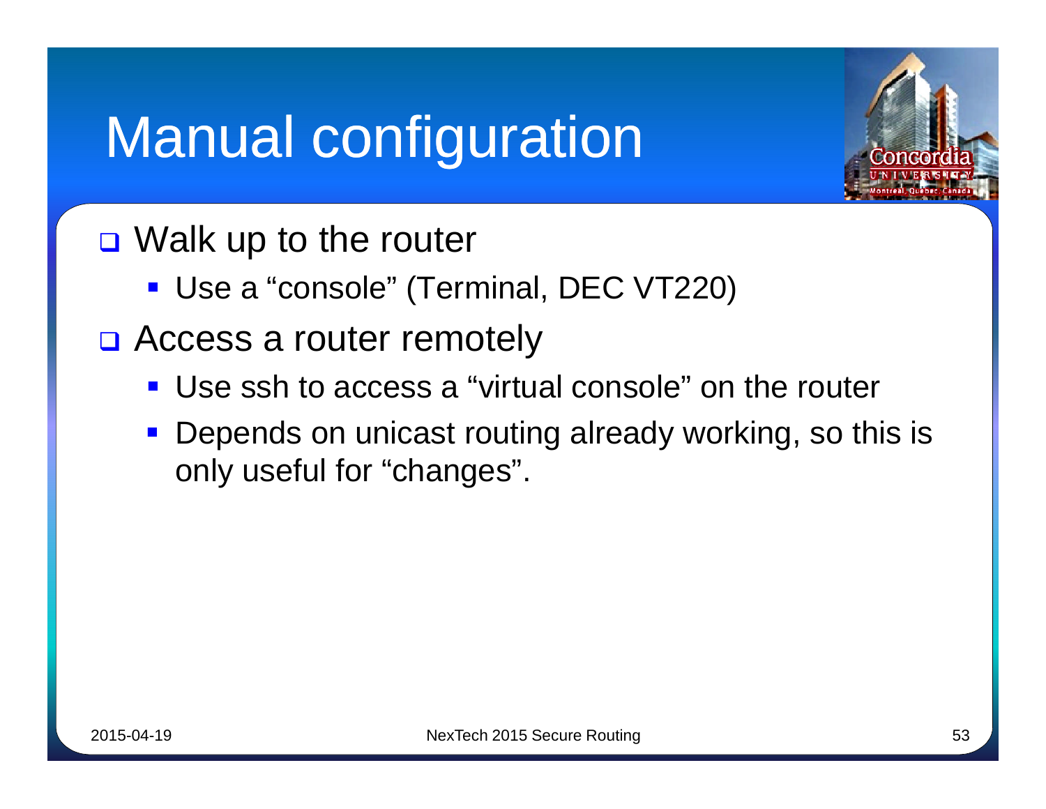# Manual configuration

- Walk up to the router
  - Use a “console” (Terminal, DEC VT220)
- Access a router remotely
  - Use ssh to access a “virtual console” on the router
  - Depends on unicast routing already working, so this is only useful for “changes”.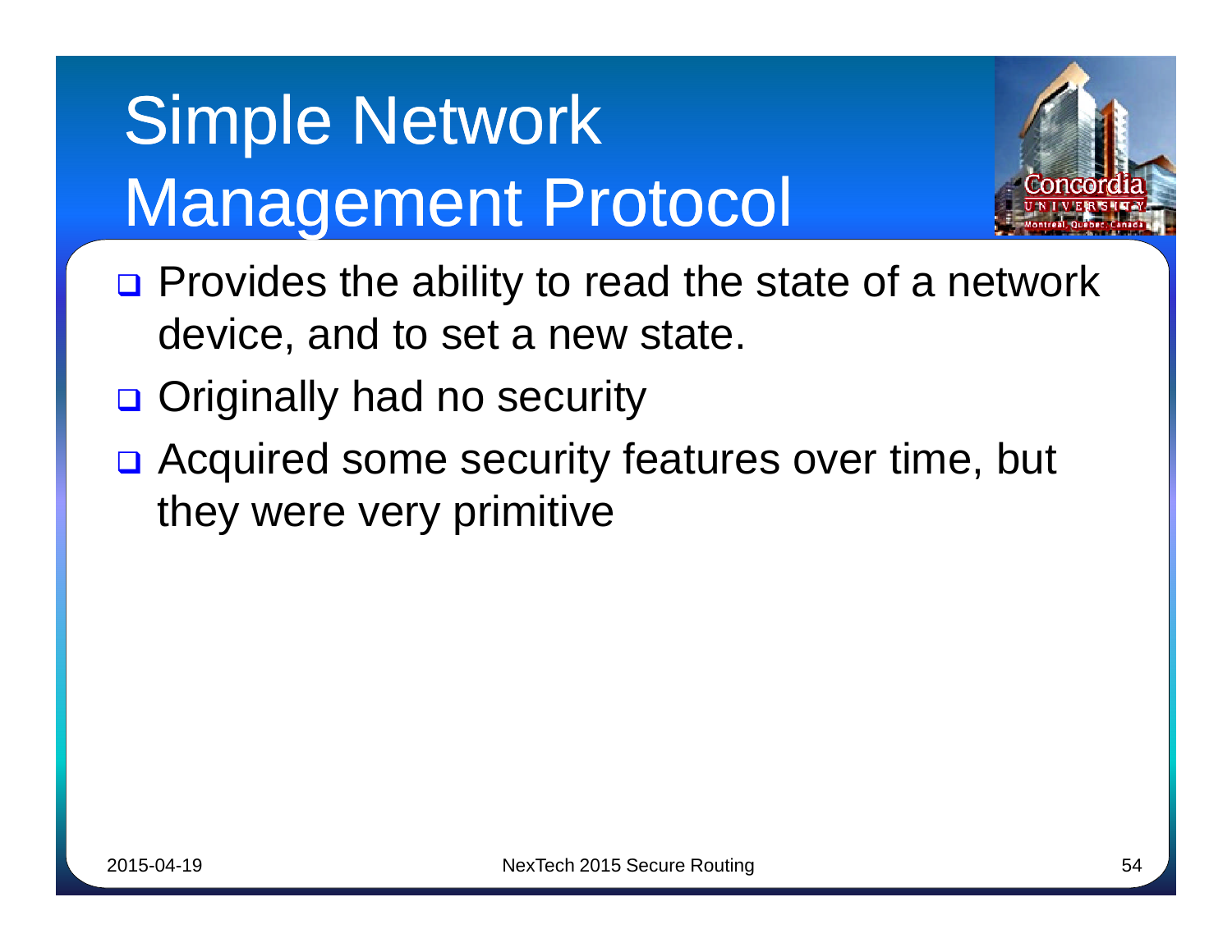# Simple Network Management Protocol

- Provides the ability to read the state of a network device, and to set a new state.
- Originally had no security
- Acquired some security features over time, but they were very primitive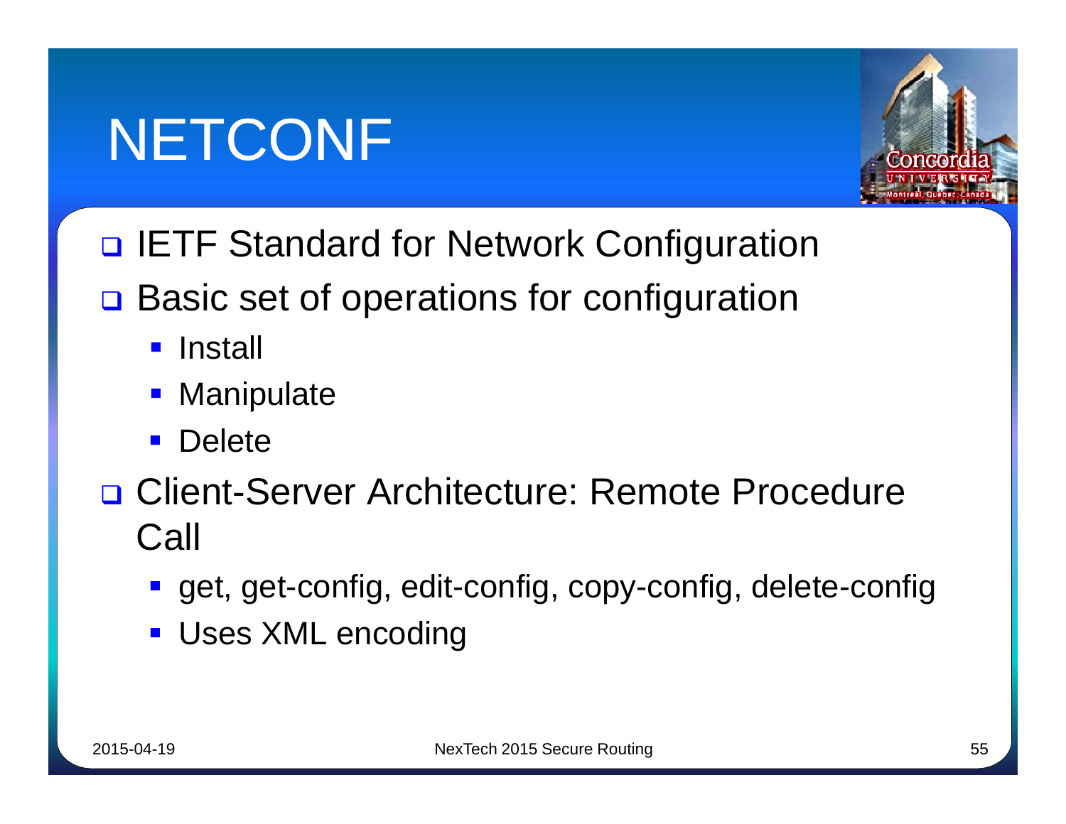# NETCONF

- IETF Standard for Network Configuration
- Basic set of operations for configuration
  - Install
  - Manipulate
  - Delete
- Client-Server Architecture: Remote Procedure Call
  - get, get-config, edit-config, copy-config, delete-config
  - Uses XML encoding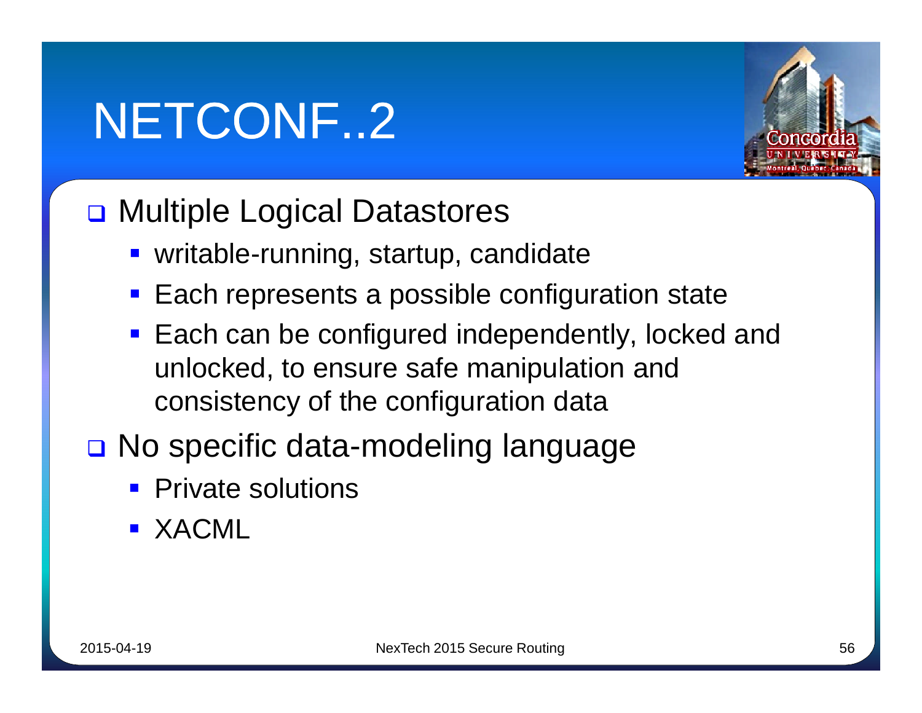# NETCONF..2

- Multiple Logical Datastores
  - writable-running, startup, candidate
  - Each represents a possible configuration state
  - Each can be configured independently, locked and unlocked, to ensure safe manipulation and consistency of the configuration data
- No specific data-modeling language
  - Private solutions
  - XACML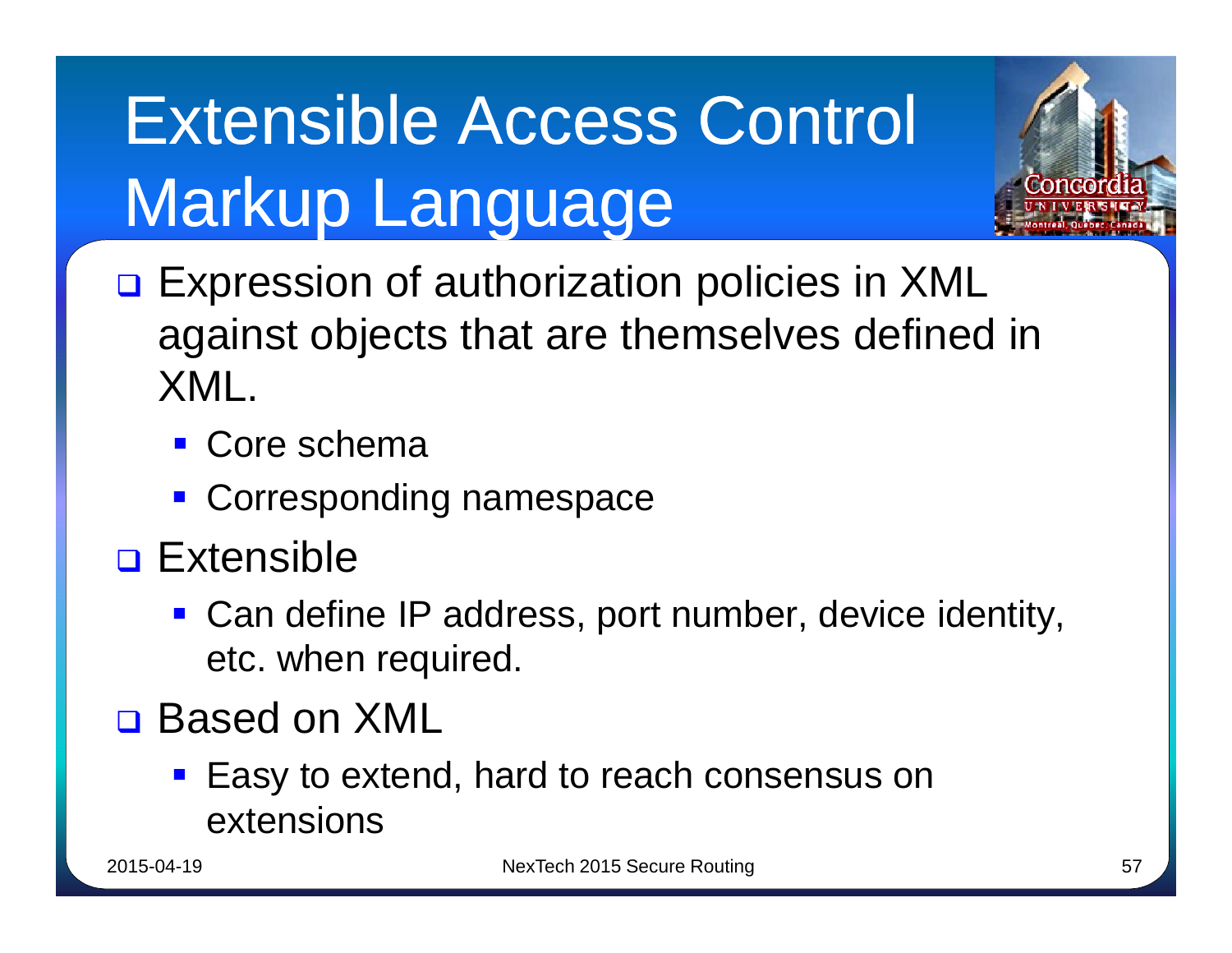# Extensible Access Control Markup Language

- Expression of authorization policies in XML against objects that are themselves defined in XML.
  - Core schema
  - Corresponding namespace
- Extensible
  - Can define IP address, port number, device identity, etc. when required.
- Based on XML
  - Easy to extend, hard to reach consensus on extensions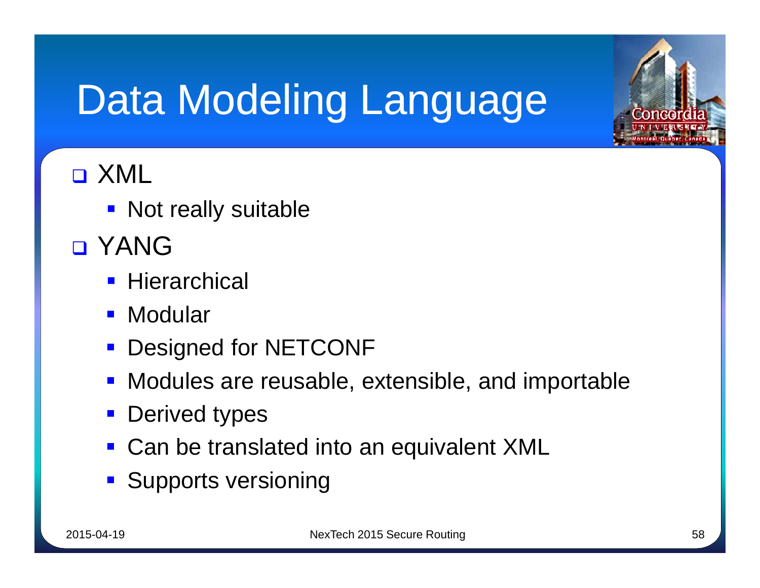# Data Modeling Language

- XML
  - Not really suitable
- YANG
  - Hierarchical
  - Modular
  - Designed for NETCONF
  - Modules are reusable, extensible, and importable
  - Derived types
  - Can be translated into an equivalent XML
  - Supports versioning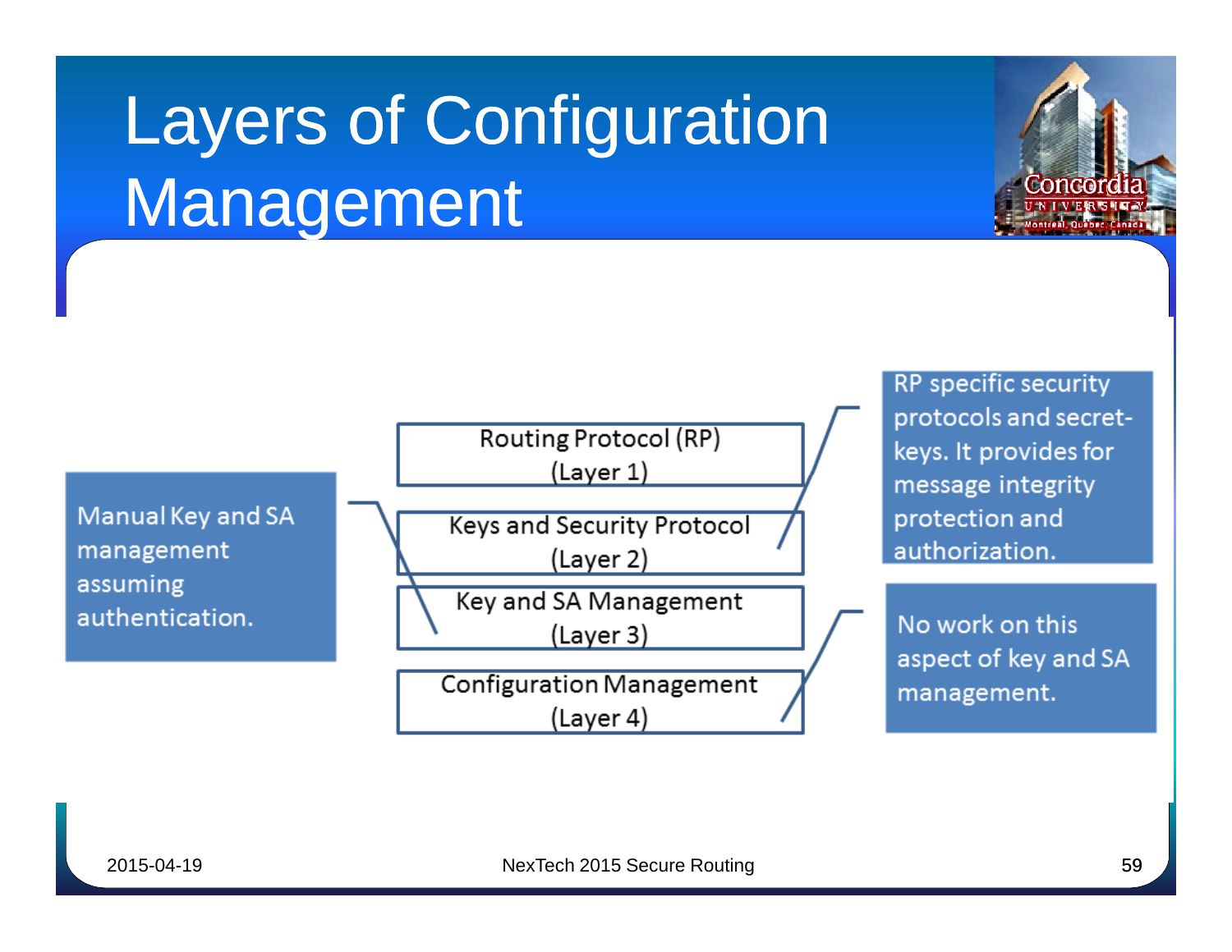# Layers of Configuration Management

Manual Key and SA management assuming authentication.

- Routing Protocol (RP) (Layer 1)
- Keys and Security Protocol (Layer 2)
- Key and SA Management (Layer 3)
- Configuration Management (Layer 4)

RP specific security protocols and secret-keys. It provides for message integrity protection and authorization.

No work on this aspect of key and SA management.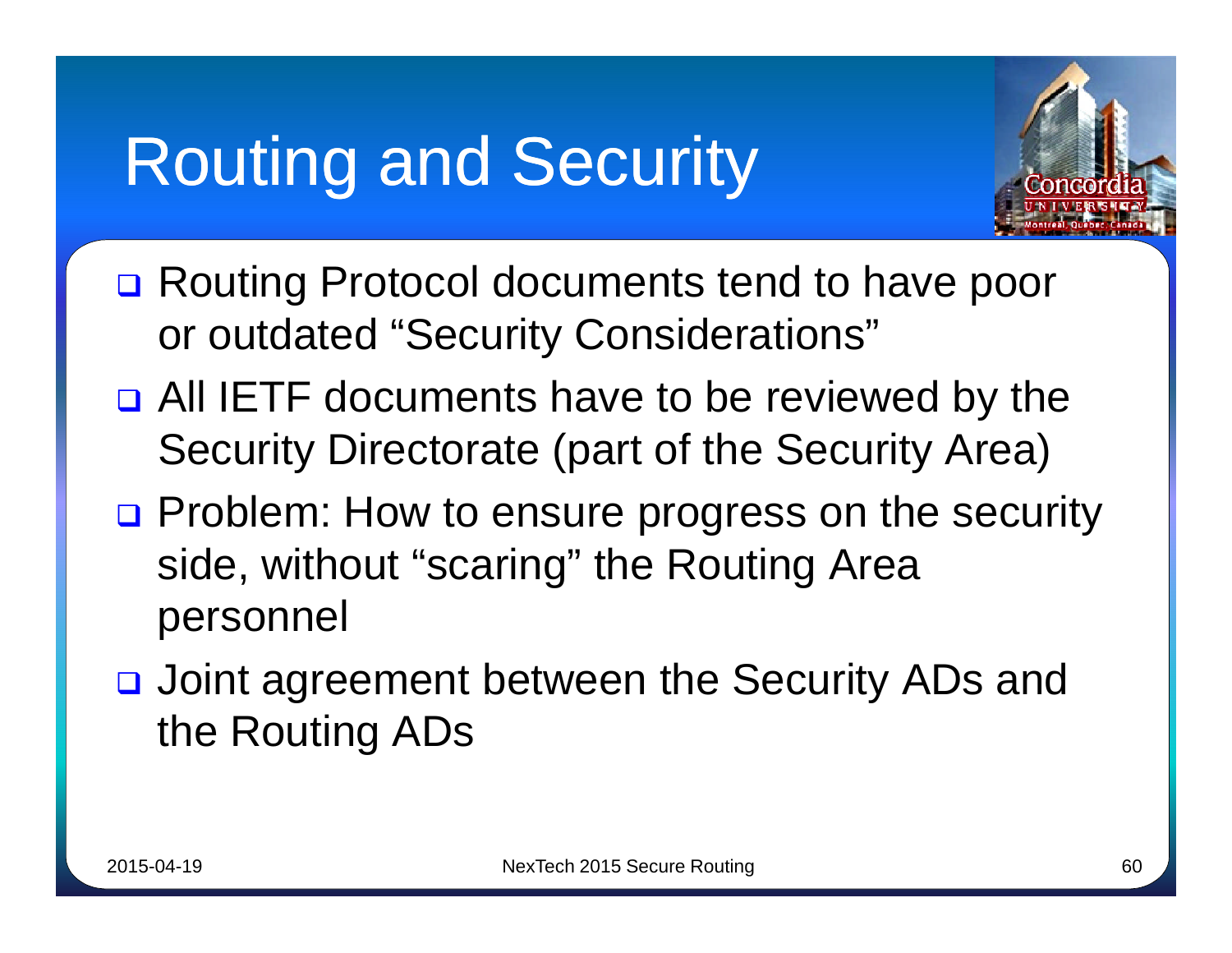# Routing and Security

- Routing Protocol documents tend to have poor or outdated “Security Considerations”
- All IETF documents have to be reviewed by the Security Directorate (part of the Security Area)
- Problem: How to ensure progress on the security side, without “scaring” the Routing Area personnel
- Joint agreement between the Security ADs and the Routing ADs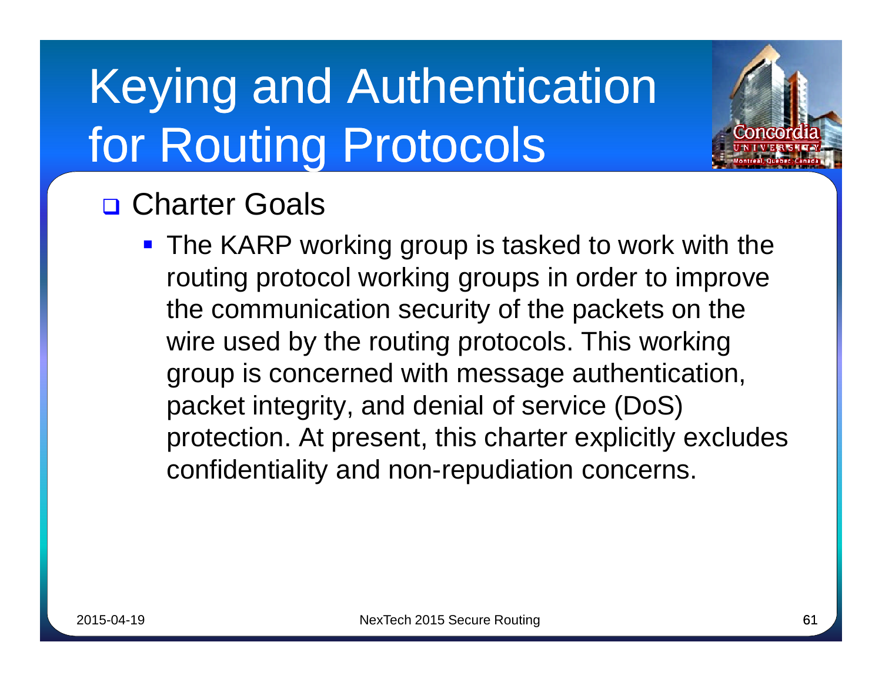# Keying and Authentication for Routing Protocols

- Charter Goals
  - The KARP working group is tasked to work with the routing protocol working groups in order to improve the communication security of the packets on the wire used by the routing protocols. This working group is concerned with message authentication, packet integrity, and denial of service (DoS) protection. At present, this charter explicitly excludes confidentiality and non-repudiation concerns.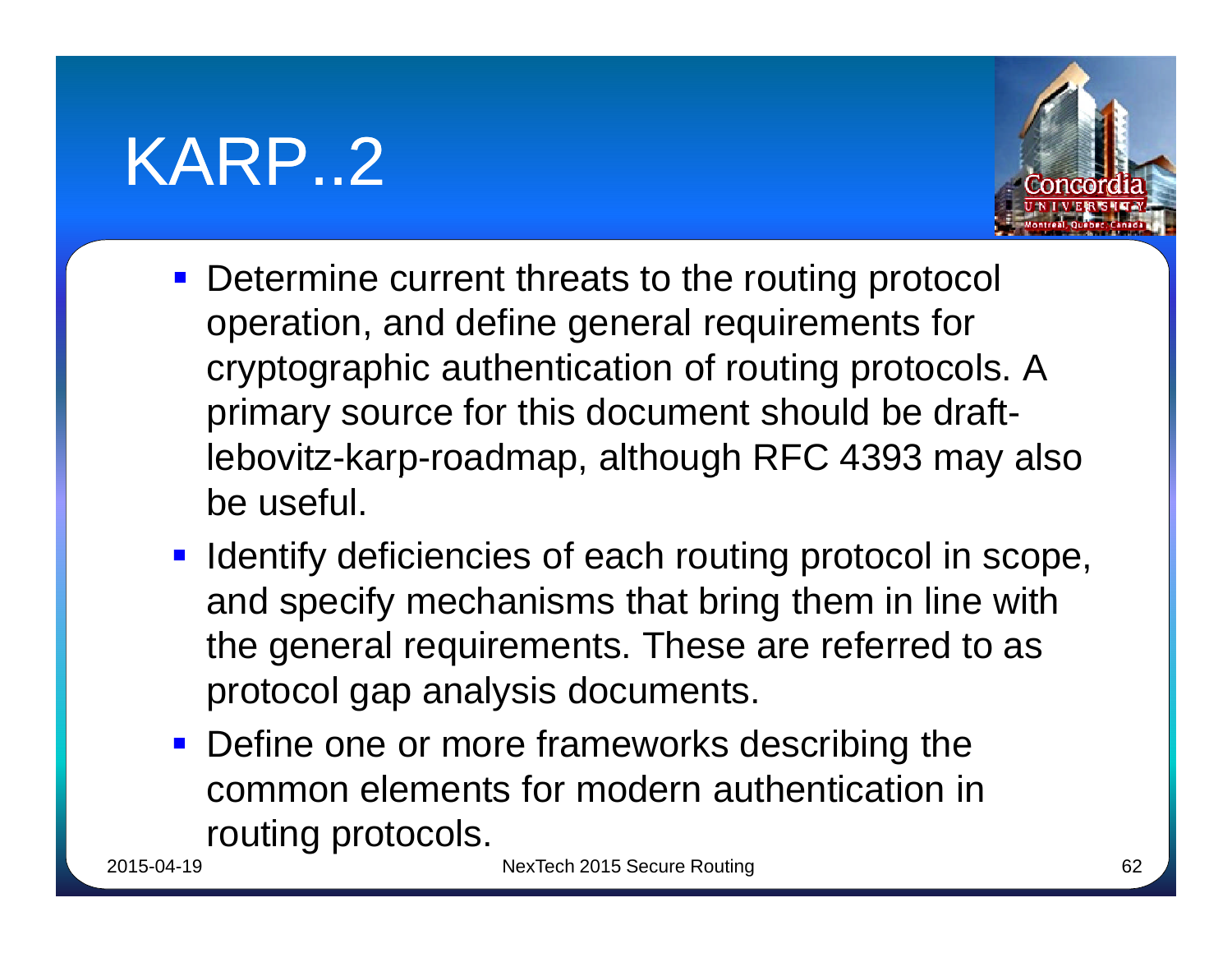# KARP..2

- Determine current threats to the routing protocol operation, and define general requirements for cryptographic authentication of routing protocols. A primary source for this document should be draft-lebovitz-karp-roadmap, although RFC 4393 may also be useful.
- Identify deficiencies of each routing protocol in scope, and specify mechanisms that bring them in line with the general requirements. These are referred to as protocol gap analysis documents.
- Define one or more frameworks describing the common elements for modern authentication in routing protocols.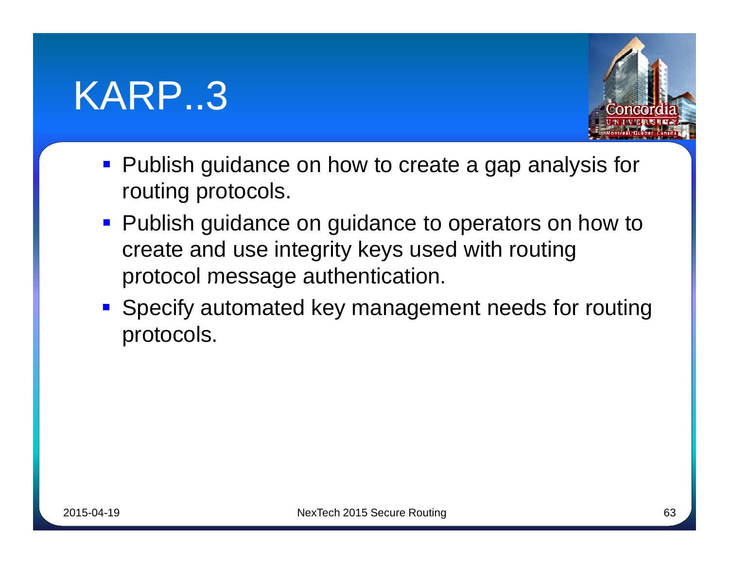# KARP..3

- Publish guidance on how to create a gap analysis for routing protocols.
- Publish guidance on guidance to operators on how to create and use integrity keys used with routing protocol message authentication.
- Specify automated key management needs for routing protocols.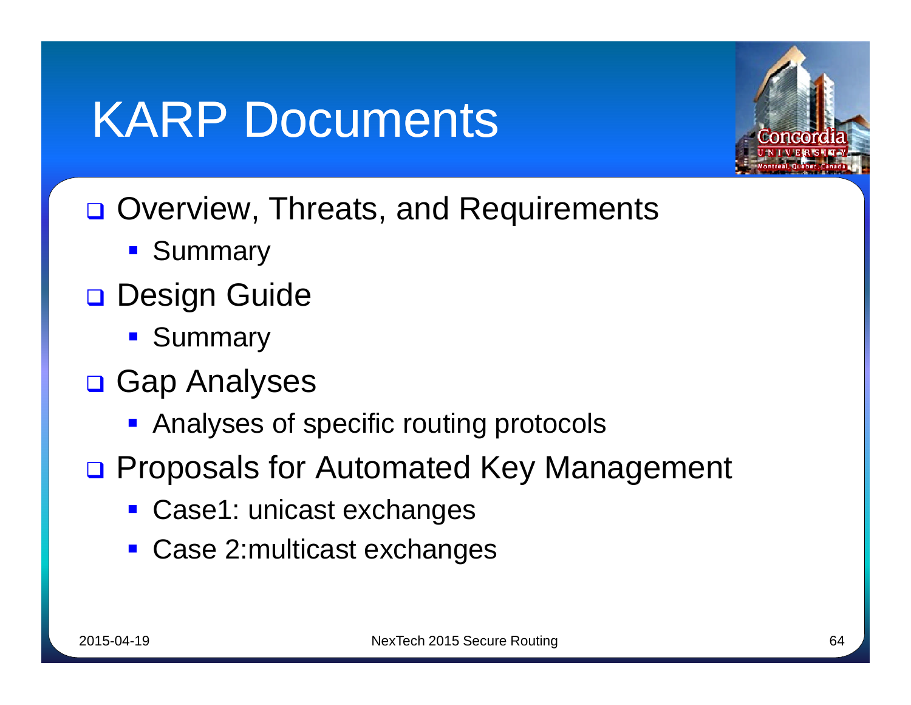# KARP Documents

- Overview, Threats, and Requirements
  - Summary
- Design Guide
  - Summary
- Gap Analyses
  - Analyses of specific routing protocols
- Proposals for Automated Key Management
  - Case1: unicast exchanges
  - Case 2:multicast exchanges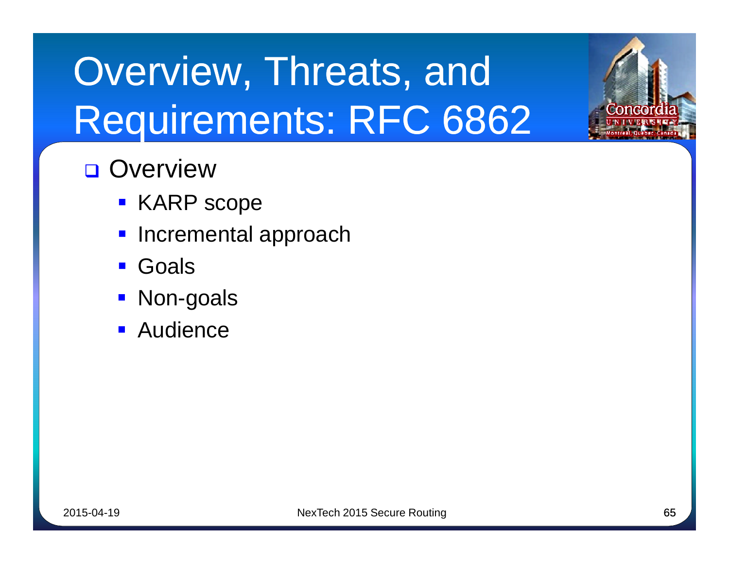# Overview, Threats, and Requirements: RFC 6862

- Overview
  - KARP scope
  - Incremental approach
  - Goals
  - Non-goals
  - Audience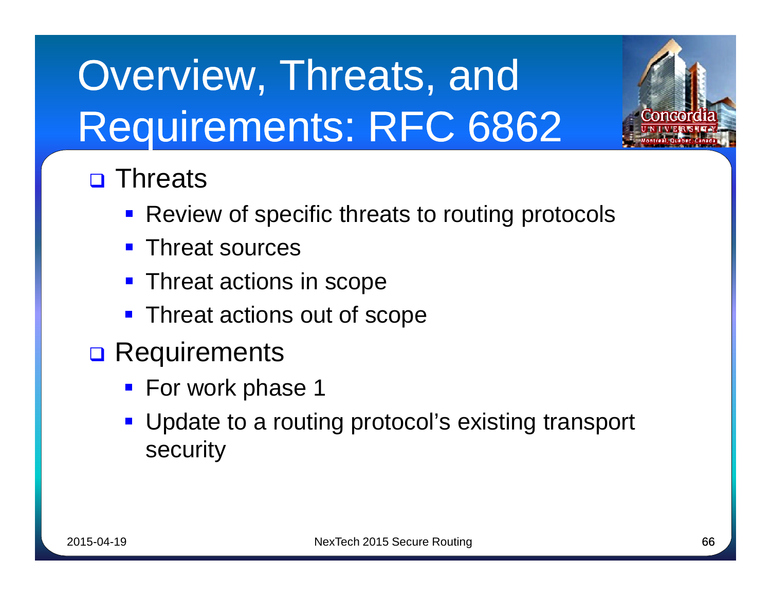# Overview, Threats, and Requirements: RFC 6862

- Threats
  - Review of specific threats to routing protocols
  - Threat sources
  - Threat actions in scope
  - Threat actions out of scope
- Requirements
  - For work phase 1
  - Update to a routing protocol's existing transport security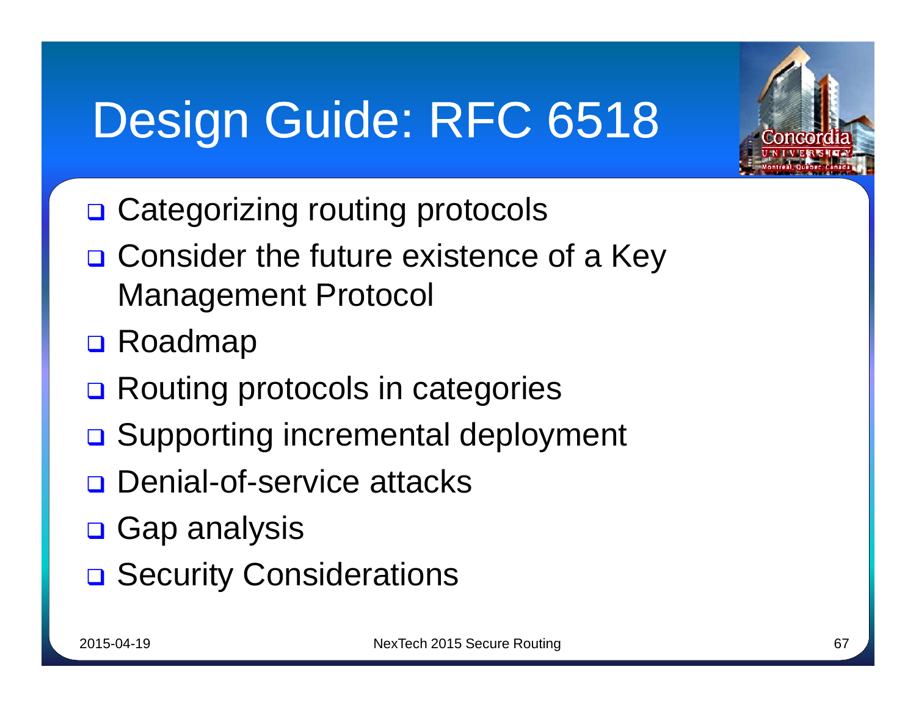# Design Guide: RFC 6518

- Categorizing routing protocols
- Consider the future existence of a Key Management Protocol
- Roadmap
- Routing protocols in categories
- Supporting incremental deployment
- Denial-of-service attacks
- Gap analysis
- Security Considerations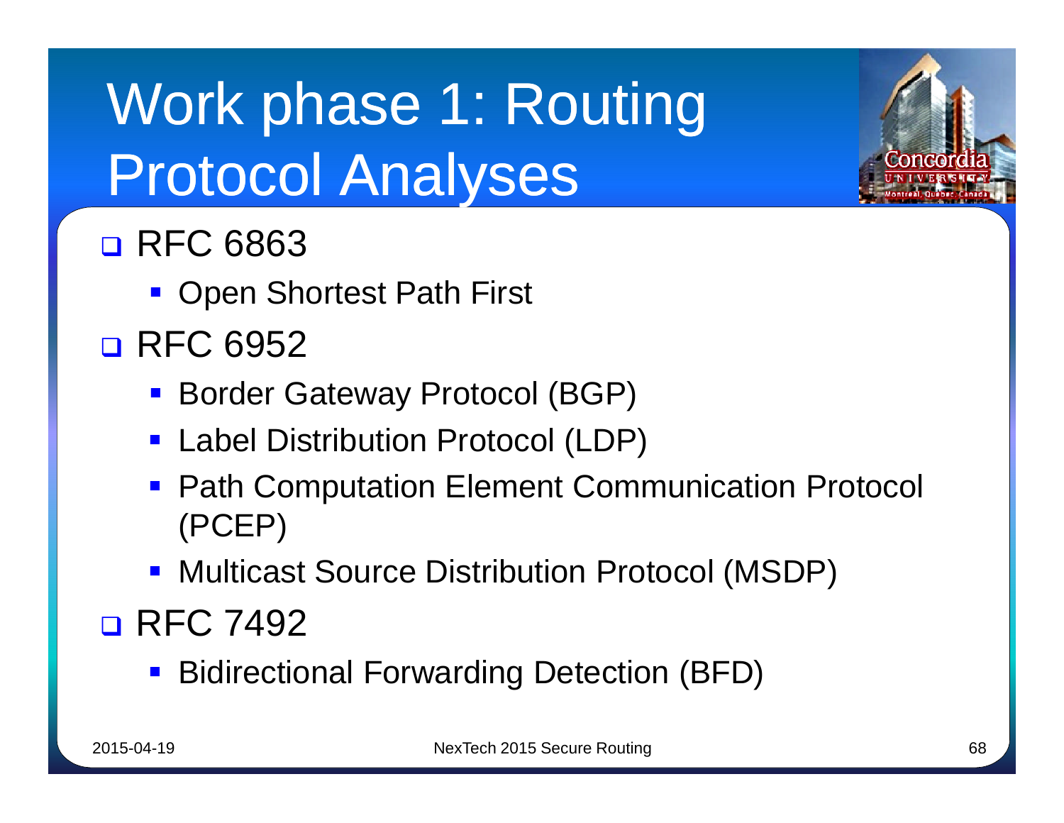# Work phase 1: Routing Protocol Analyses

- RFC 6863
  - Open Shortest Path First
- RFC 6952
  - Border Gateway Protocol (BGP)
  - Label Distribution Protocol (LDP)
  - Path Computation Element Communication Protocol (PCEP)
  - Multicast Source Distribution Protocol (MSDP)
- RFC 7492
  - Bidirectional Forwarding Detection (BFD)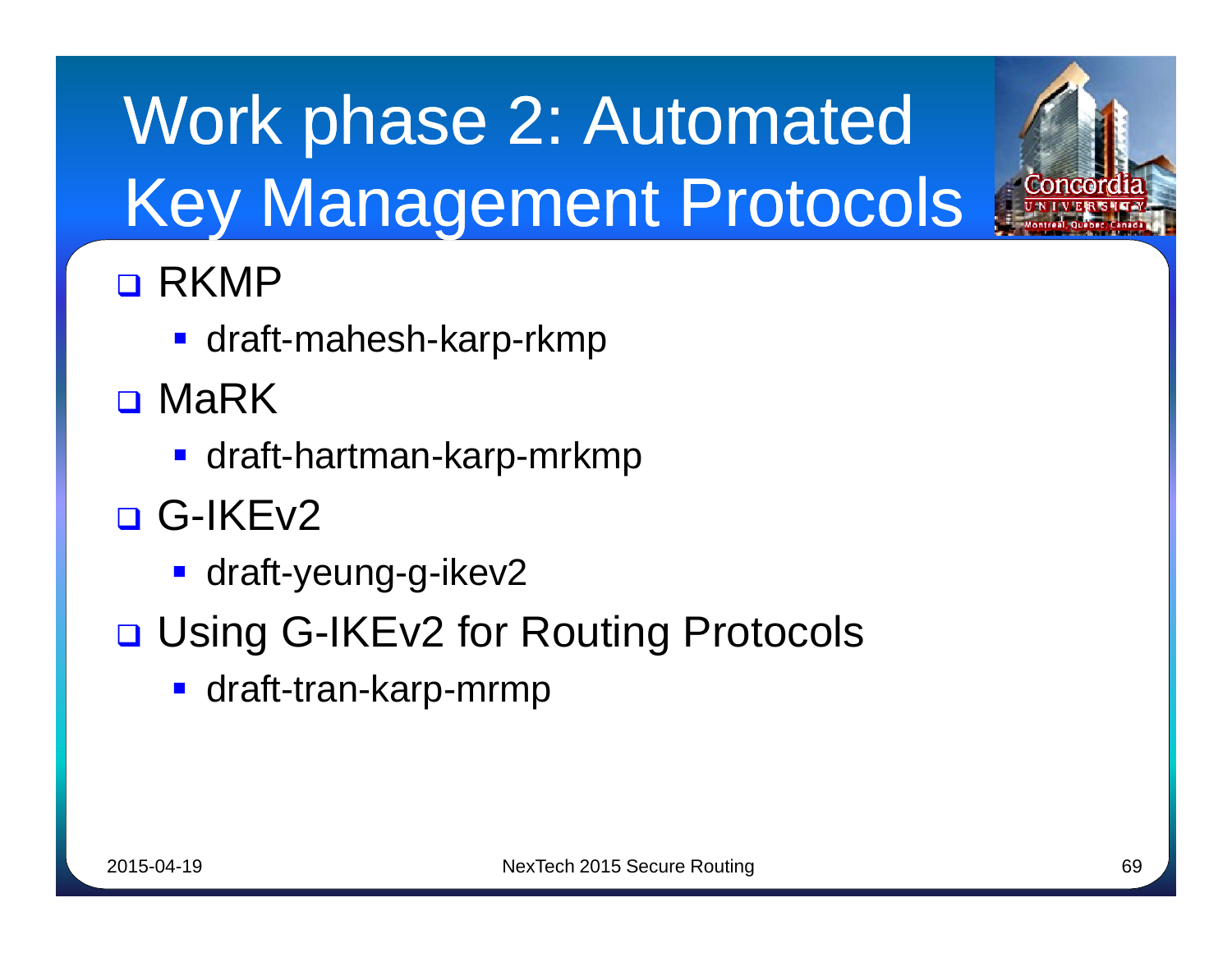# Work phase 2: Automated Key Management Protocols

- RKMP
  - draft-mahesh-karp-rkmp
- MaRK
  - draft-hartman-karp-mrkmp
- G-IKEv2
  - draft-yeung-g-ikev2
- Using G-IKEv2 for Routing Protocols
  - draft-tran-karp-mrmp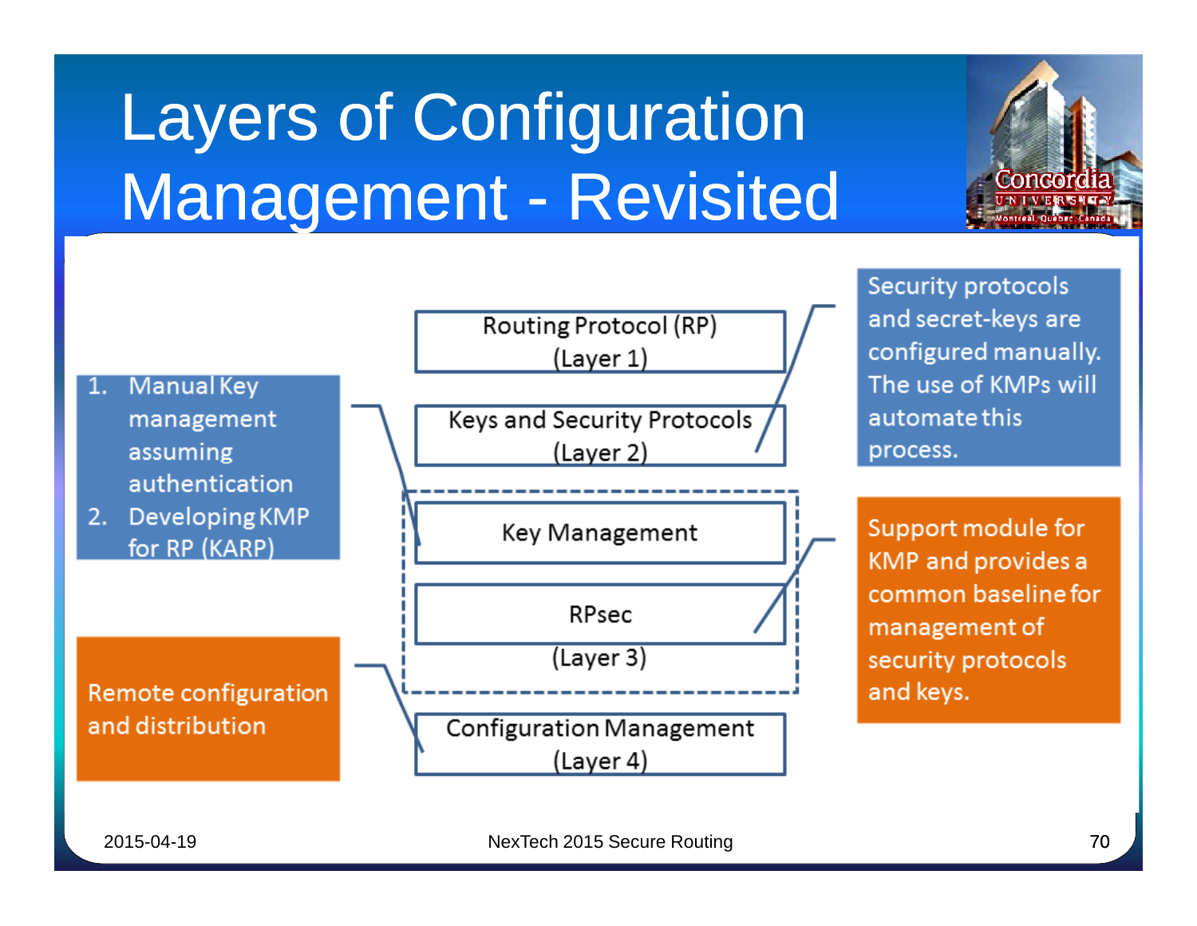# Layers of Configuration Management - Revisited

1. Manual Key management assuming authentication
2. Developing KMP for RP (KARP)

Remote configuration and distribution

Routing Protocol (RP)
(Layer 1)

Keys and Security Protocols
(Layer 2)

Key Management

RPsec
(Layer 3)

Configuration Management
(Layer 4)

Security protocols and secret-keys are configured manually. The use of KMPs will automate this process.

Support module for KMP and provides a common baseline for management of security protocols and keys.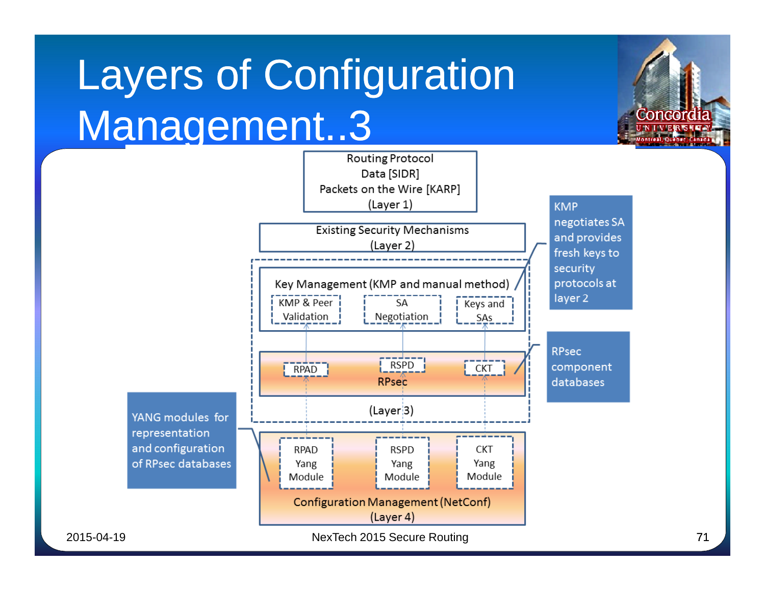# Layers of Configuration Management..3

Routing Protocol
Data [SIDR]
Packets on the Wire [KARP]
(Layer 1)

Existing Security Mechanisms
(Layer 2)

Key Management (KMP and manual method)

- KMP & Peer Validation
- SA Negotiation
- Keys and SAs

RPsec

- RPAD
- RSPD
- CKT

(Layer 3)

- RPAD Yang Module
- RSPD Yang Module
- CKT Yang Module

Configuration Management (NetConf)
(Layer 4)

KMP negotiates SA and provides fresh keys to security protocols at layer 2

RPsec component databases

YANG modules for representation and configuration of RPsec databases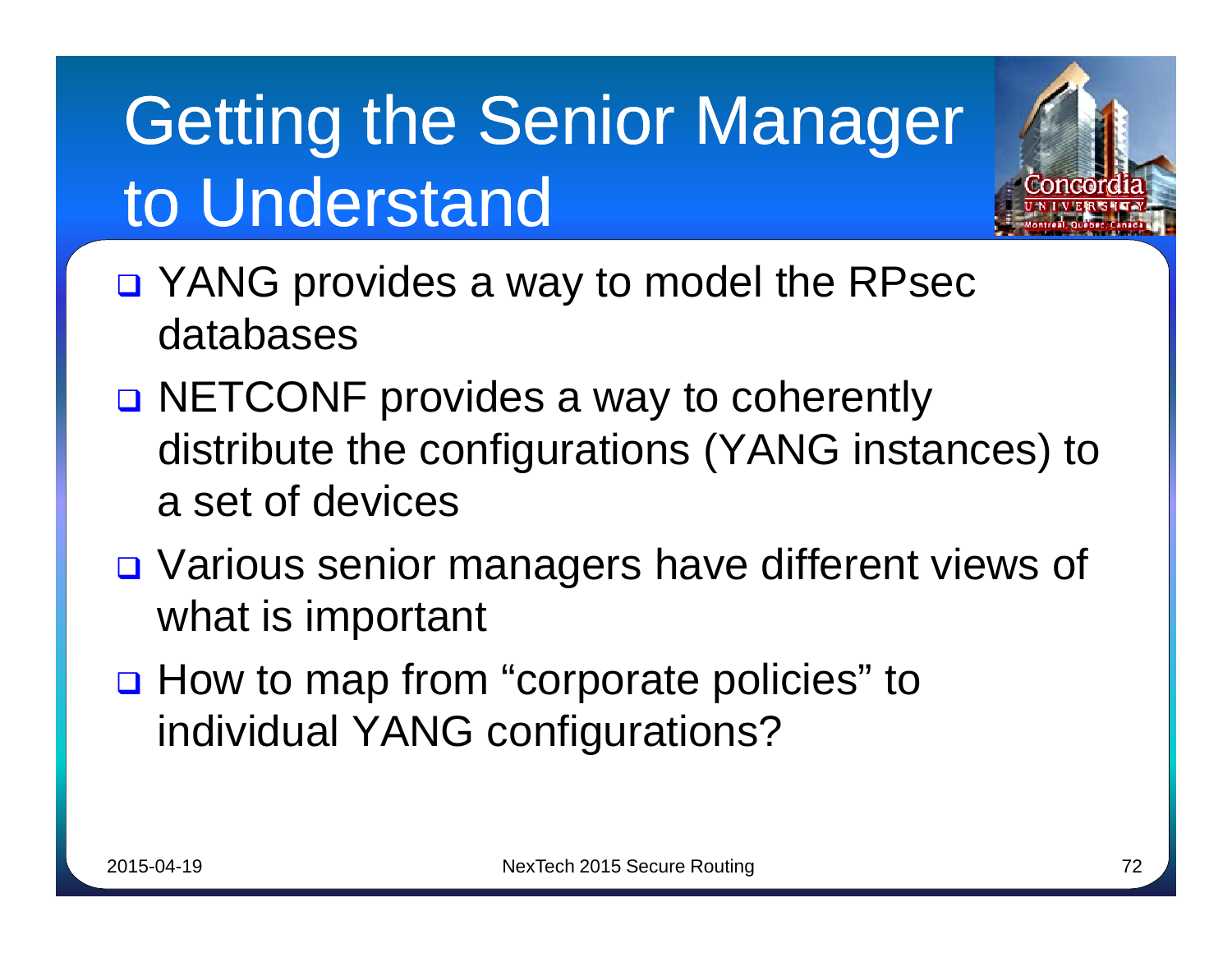# Getting the Senior Manager to Understand

- YANG provides a way to model the RPsec databases
- NETCONF provides a way to coherently distribute the configurations (YANG instances) to a set of devices
- Various senior managers have different views of what is important
- How to map from "corporate policies" to individual YANG configurations?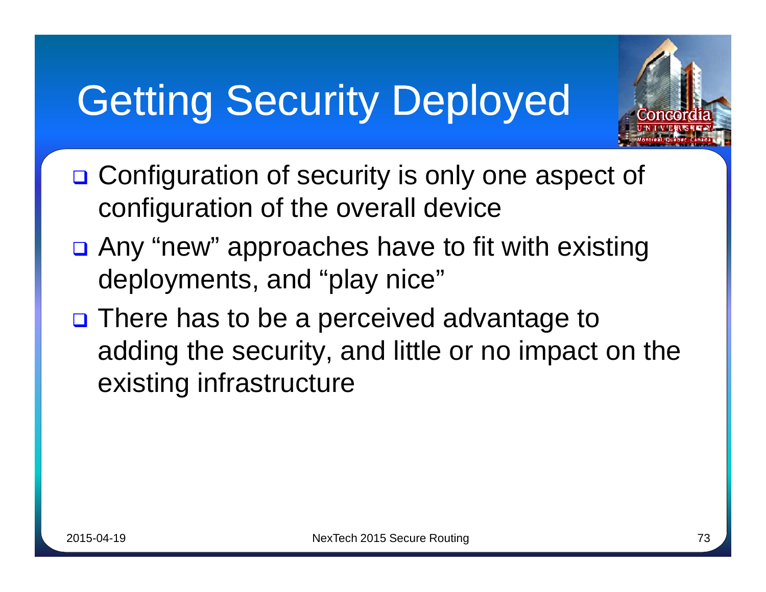# Getting Security Deployed

- Configuration of security is only one aspect of configuration of the overall device
- Any "new" approaches have to fit with existing deployments, and "play nice"
- There has to be a perceived advantage to adding the security, and little or no impact on the existing infrastructure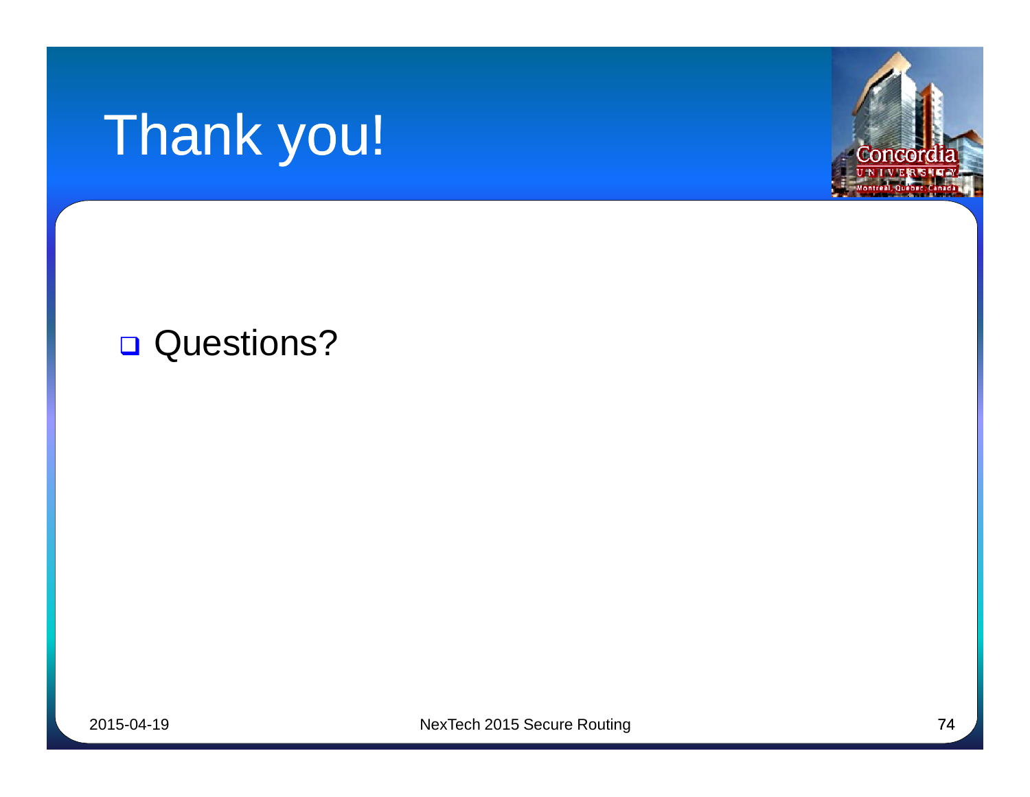# Thank you!

- Questions?